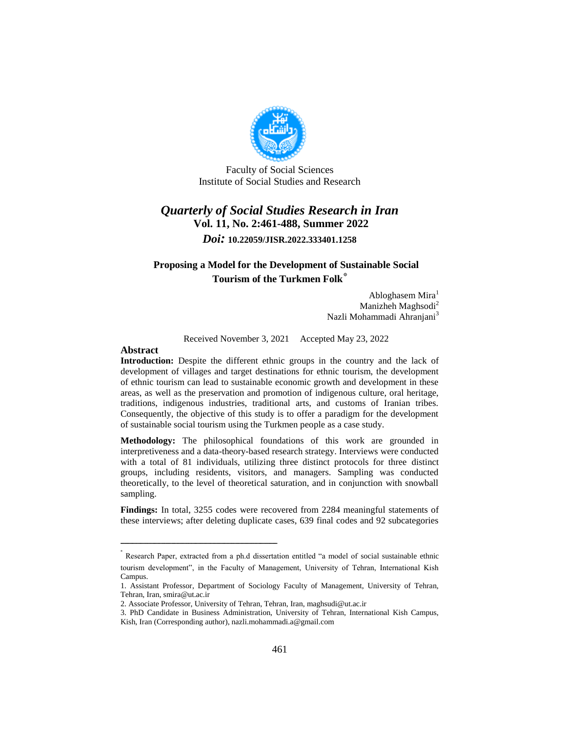Faculty of Social Sciences
Institute of Social Studies and Research

# *Quarterly of Social Studies Research in Iran*

**Vol. 11, No. 2:461-488, Summer 2022**

***Doi:*** **10.22059/JISR.2022.333401.1258**

## Proposing a Model for the Development of Sustainable Social Tourism of the Turkmen Folk[*]

Abloghasem Mira[1]
Manizheh Maghsodi[2]
Nazli Mohammadi Ahranjani[3]

Received November 3, 2021 Accepted May 23, 2022

### Abstract

**Introduction:** Despite the different ethnic groups in the country and the lack of development of villages and target destinations for ethnic tourism, the development of ethnic tourism can lead to sustainable economic growth and development in these areas, as well as the preservation and promotion of indigenous culture, oral heritage, traditions, indigenous industries, traditional arts, and customs of Iranian tribes. Consequently, the objective of this study is to offer a paradigm for the development of sustainable social tourism using the Turkmen people as a case study.

**Methodology:** The philosophical foundations of this work are grounded in interpretiveness and a data-theory-based research strategy. Interviews were conducted with a total of 81 individuals, utilizing three distinct protocols for three distinct groups, including residents, visitors, and managers. Sampling was conducted theoretically, to the level of theoretical saturation, and in conjunction with snowball sampling.

**Findings:** In total, 3255 codes were recovered from 2284 meaningful statements of these interviews; after deleting duplicate cases, 639 final codes and 92 subcategories

---

[*] Research Paper, extracted from a ph.d dissertation entitled "a model of social sustainable ethnic tourism development", in the Faculty of Management, University of Tehran, International Kish Campus.

1. Assistant Professor, Department of Sociology Faculty of Management, University of Tehran, Tehran, Iran, smira@ut.ac.ir

2. Associate Professor, University of Tehran, Tehran, Iran, maghsudi@ut.ac.ir

3. PhD Candidate in Business Administration, University of Tehran, International Kish Campus, Kish, Iran (Corresponding author), nazli.mohammadi.a@gmail.com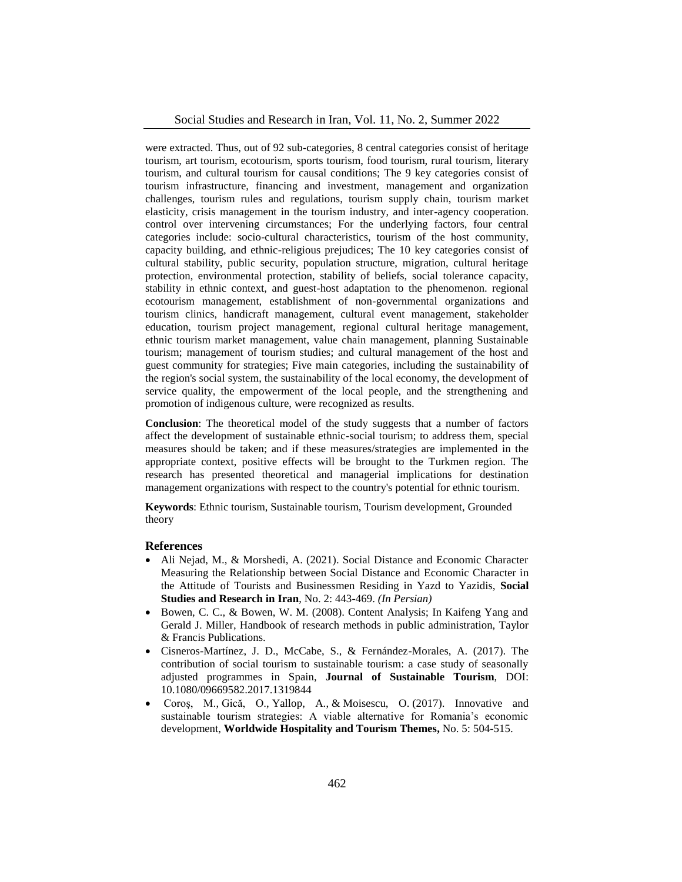were extracted. Thus, out of 92 sub-categories, 8 central categories consist of heritage tourism, art tourism, ecotourism, sports tourism, food tourism, rural tourism, literary tourism, and cultural tourism for causal conditions; The 9 key categories consist of tourism infrastructure, financing and investment, management and organization challenges, tourism rules and regulations, tourism supply chain, tourism market elasticity, crisis management in the tourism industry, and inter-agency cooperation. control over intervening circumstances; For the underlying factors, four central categories include: socio-cultural characteristics, tourism of the host community, capacity building, and ethnic-religious prejudices; The 10 key categories consist of cultural stability, public security, population structure, migration, cultural heritage protection, environmental protection, stability of beliefs, social tolerance capacity, stability in ethnic context, and guest-host adaptation to the phenomenon. regional ecotourism management, establishment of non-governmental organizations and tourism clinics, handicraft management, cultural event management, stakeholder education, tourism project management, regional cultural heritage management, ethnic tourism market management, value chain management, planning Sustainable tourism; management of tourism studies; and cultural management of the host and guest community for strategies; Five main categories, including the sustainability of the region's social system, the sustainability of the local economy, the development of service quality, the empowerment of the local people, and the strengthening and promotion of indigenous culture, were recognized as results.

**Conclusion**: The theoretical model of the study suggests that a number of factors affect the development of sustainable ethnic-social tourism; to address them, special measures should be taken; and if these measures/strategies are implemented in the appropriate context, positive effects will be brought to the Turkmen region. The research has presented theoretical and managerial implications for destination management organizations with respect to the country's potential for ethnic tourism.

**Keywords**: Ethnic tourism, Sustainable tourism, Tourism development, Grounded theory

## References

- Ali Nejad, M., & Morshedi, A. (2021). Social Distance and Economic Character Measuring the Relationship between Social Distance and Economic Character in the Attitude of Tourists and Businessmen Residing in Yazd to Yazidis, **Social Studies and Research in Iran**, No. 2: 443-469. *(In Persian)*
- Bowen, C. C., & Bowen, W. M. (2008). Content Analysis; In Kaifeng Yang and Gerald J. Miller, Handbook of research methods in public administration, Taylor & Francis Publications.
- Cisneros-Martínez, J. D., McCabe, S., & Fernández-Morales, A. (2017). The contribution of social tourism to sustainable tourism: a case study of seasonally adjusted programmes in Spain, **Journal of Sustainable Tourism**, DOI: 10.1080/09669582.2017.1319844
- Coroş, M., Gică, O., Yallop, A., & Moisescu, O. (2017). Innovative and sustainable tourism strategies: A viable alternative for Romania's economic development, **Worldwide Hospitality and Tourism Themes,** No. 5: 504-515.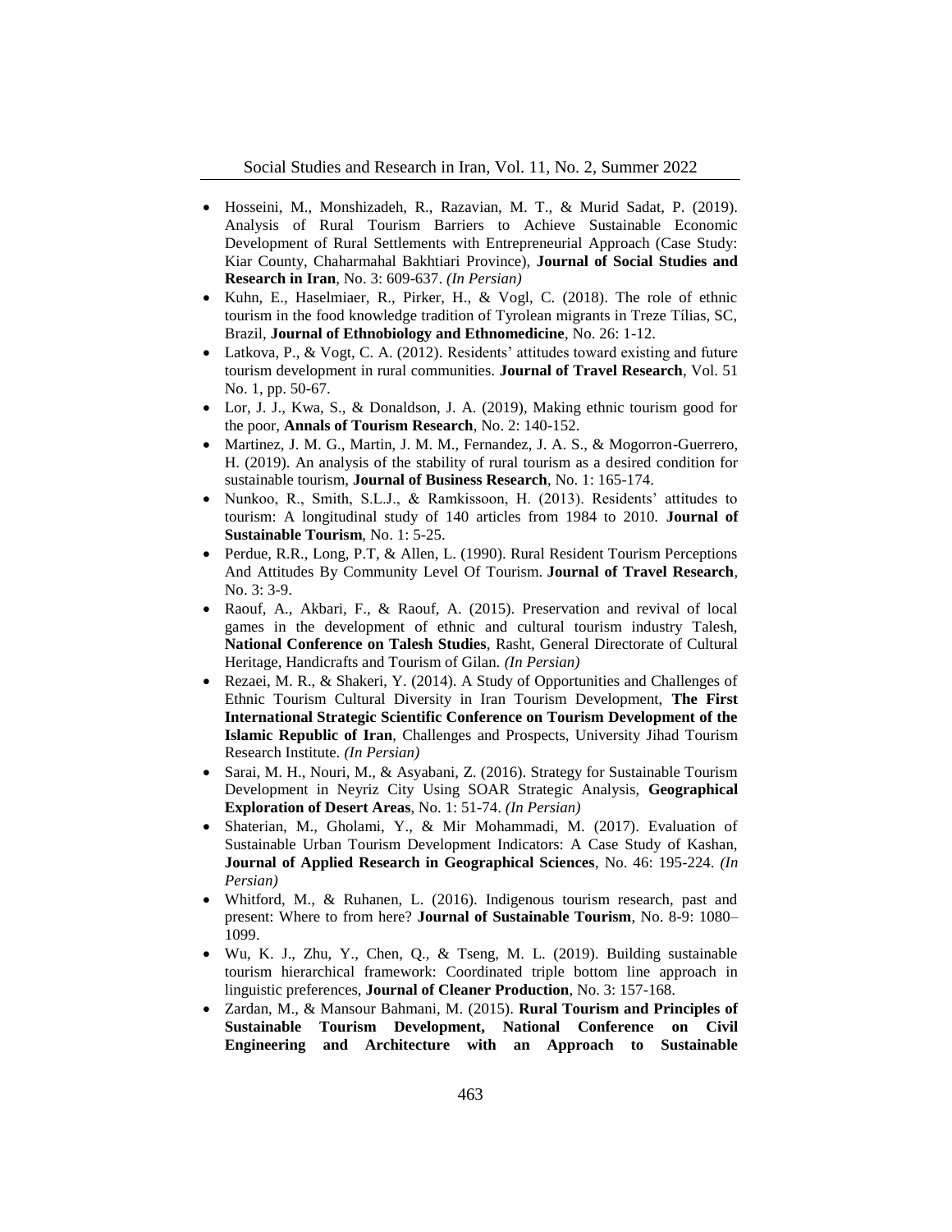- Hosseini, M., Monshizadeh, R., Razavian, M. T., & Murid Sadat, P. (2019). Analysis of Rural Tourism Barriers to Achieve Sustainable Economic Development of Rural Settlements with Entrepreneurial Approach (Case Study: Kiar County, Chaharmahal Bakhtiari Province), **Journal of Social Studies and Research in Iran**, No. 3: 609-637. *(In Persian)*
- Kuhn, E., Haselmiaer, R., Pirker, H., & Vogl, C. (2018). The role of ethnic tourism in the food knowledge tradition of Tyrolean migrants in Treze Tílias, SC, Brazil, **Journal of Ethnobiology and Ethnomedicine**, No. 26: 1-12.
- Latkova, P., & Vogt, C. A. (2012). Residents' attitudes toward existing and future tourism development in rural communities. **Journal of Travel Research**, Vol. 51 No. 1, pp. 50-67.
- Lor, J. J., Kwa, S., & Donaldson, J. A. (2019), Making ethnic tourism good for the poor, **Annals of Tourism Research**, No. 2: 140-152.
- Martinez, J. M. G., Martin, J. M. M., Fernandez, J. A. S., & Mogorron-Guerrero, H. (2019). An analysis of the stability of rural tourism as a desired condition for sustainable tourism, **Journal of Business Research**, No. 1: 165-174.
- Nunkoo, R., Smith, S.L.J., & Ramkissoon, H. (2013). Residents' attitudes to tourism: A longitudinal study of 140 articles from 1984 to 2010. **Journal of Sustainable Tourism**, No. 1: 5-25.
- Perdue, R.R., Long, P.T, & Allen, L. (1990). Rural Resident Tourism Perceptions And Attitudes By Community Level Of Tourism. **Journal of Travel Research**, No. 3: 3-9.
- Raouf, A., Akbari, F., & Raouf, A. (2015). Preservation and revival of local games in the development of ethnic and cultural tourism industry Talesh, **National Conference on Talesh Studies**, Rasht, General Directorate of Cultural Heritage, Handicrafts and Tourism of Gilan. *(In Persian)*
- Rezaei, M. R., & Shakeri, Y. (2014). A Study of Opportunities and Challenges of Ethnic Tourism Cultural Diversity in Iran Tourism Development, **The First International Strategic Scientific Conference on Tourism Development of the Islamic Republic of Iran**, Challenges and Prospects, University Jihad Tourism Research Institute. *(In Persian)*
- Sarai, M. H., Nouri, M., & Asyabani, Z. (2016). Strategy for Sustainable Tourism Development in Neyriz City Using SOAR Strategic Analysis, **Geographical Exploration of Desert Areas**, No. 1: 51-74. *(In Persian)*
- Shaterian, M., Gholami, Y., & Mir Mohammadi, M. (2017). Evaluation of Sustainable Urban Tourism Development Indicators: A Case Study of Kashan, **Journal of Applied Research in Geographical Sciences**, No. 46: 195-224. *(In Persian)*
- Whitford, M., & Ruhanen, L. (2016). Indigenous tourism research, past and present: Where to from here? **Journal of Sustainable Tourism**, No. 8-9: 1080–1099.
- Wu, K. J., Zhu, Y., Chen, Q., & Tseng, M. L. (2019). Building sustainable tourism hierarchical framework: Coordinated triple bottom line approach in linguistic preferences, **Journal of Cleaner Production**, No. 3: 157-168.
- Zardan, M., & Mansour Bahmani, M. (2015). **Rural Tourism and Principles of Sustainable Tourism Development, National Conference on Civil Engineering and Architecture with an Approach to Sustainable**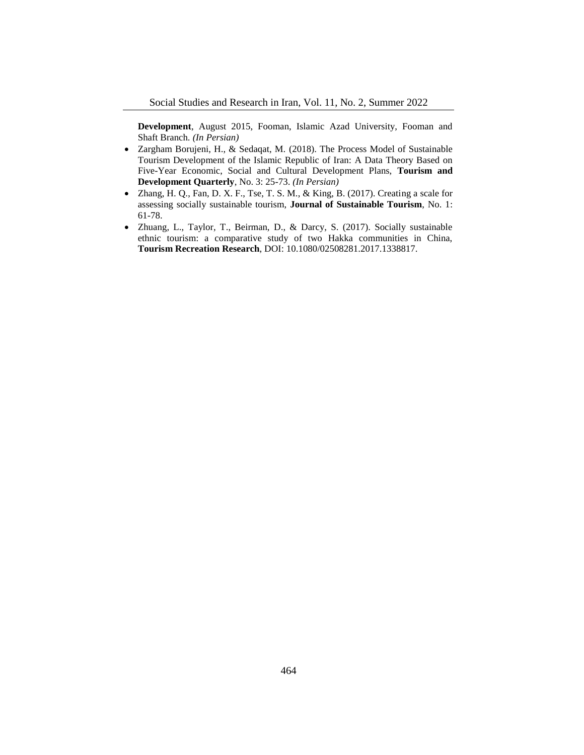**Development**, August 2015, Fooman, Islamic Azad University, Fooman and Shaft Branch. *(In Persian)*

- Zargham Borujeni, H., & Sedaqat, M. (2018). The Process Model of Sustainable Tourism Development of the Islamic Republic of Iran: A Data Theory Based on Five-Year Economic, Social and Cultural Development Plans, **Tourism and Development Quarterly**, No. 3: 25-73. *(In Persian)*
- Zhang, H. Q., Fan, D. X. F., Tse, T. S. M., & King, B. (2017). Creating a scale for assessing socially sustainable tourism, **Journal of Sustainable Tourism**, No. 1: 61-78.
- Zhuang, L., Taylor, T., Beirman, D., & Darcy, S. (2017). Socially sustainable ethnic tourism: a comparative study of two Hakka communities in China, **Tourism Recreation Research**, DOI: 10.1080/02508281.2017.1338817.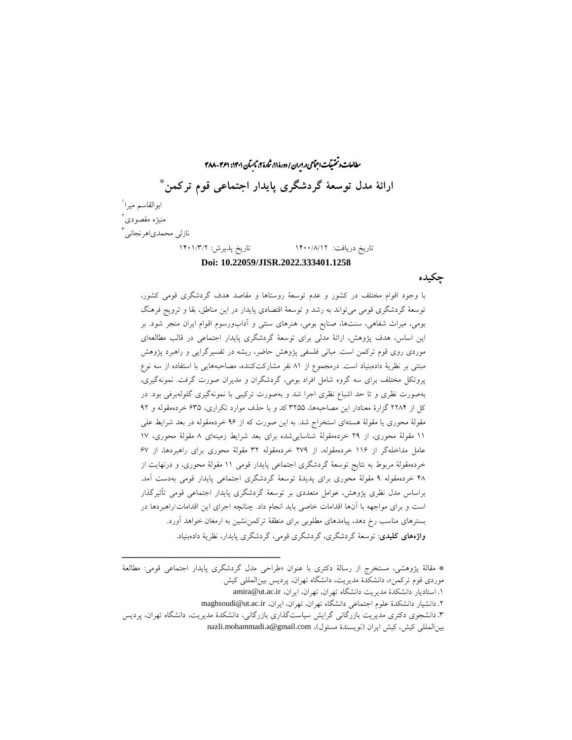# ارائهٔ مدل توسعهٔ گردشگری پایدار اجتماعی قوم ترکمن*

ابوالقاسم میرا[1]

منیژه مقصودی[2]

نازلی محمدی‌اهرنجانی[3]

تاریخ دریافت: ۱۴۰۰/۸/۱۲ تاریخ پذیرش: ۱۴۰۱/۳/۲

**Doi: 10.22059/JISR.2022.333401.1258**

## چکیده

با وجود اقوام مختلف در کشور و عدم توسعهٔ روستاها و مقاصد هدف گردشگری قومی کشور، توسعهٔ گردشگری قومی می‌تواند به رشد و توسعهٔ اقتصادی پایدار در این مناطق، بقا و ترویج فرهنگ بومی، میراث شفاهی، سنت‌ها، صنایع بومی، هنرهای سنتی و آداب‌ورسوم اقوام ایران منجر شود. بر این اساس، هدف پژوهش، ارائهٔ مدلی برای توسعهٔ گردشگری پایدار اجتماعی در قالب مطالعه‌ای موردی روی قوم ترکمن است. مبانی فلسفی پژوهش حاضر، ریشه در تفسیرگرایی و راهبرد پژوهش مبتنی بر نظریهٔ داده‌بنیاد است. درمجموع از ۸۱ نفر مشارکت‌کننده، مصاحبه‌هایی با استفاده از سه نوع پروتکل مختلف برای سه گروه شامل افراد بومی، گردشگران و مدیران صورت گرفت. نمونه‌گیری، به‌صورت نظری و تا حد اشباع نظری اجرا شد و به‌صورت ترکیبی با نمونه‌گیری گلوله‌برفی بود. در کل از ۲۲۸۴ گزارهٔ معنادار این مصاحبه‌ها، ۳۲۵۵ کد و با حذف موارد تکراری، ۶۳۵ خرده‌مقوله و ۹۲ مقولهٔ محوری یا مقولهٔ هسته‌ای استخراج شد. به این صورت که از ۹۶ خرده‌مقوله در بعد شرایط علی ۱۱ مقولهٔ محوری، از ۲۹ خرده‌مقولهٔ شناسایی‌شده برای بعد شرایط زمینه‌ای ۸ مقولهٔ محوری، ۱۷ عامل مداخله‌گر از ۱۱۶ خرده‌مقوله، از ۲۷۹ خرده‌مقوله ۳۲ مقولهٔ محوری برای راهبردها، از ۶۷ خرده‌مقولهٔ مربوط به نتایج توسعهٔ گردشگری اجتماعی پایدار قومی ۱۱ مقولهٔ محوری، و درنهایت از ۴۸ خرده‌مقوله ۹ مقولهٔ محوری برای پدیدهٔ توسعهٔ گردشگری اجتماعی پایدار قومی به‌دست آمد. براساس مدل نظری پژوهش، عوامل متعددی بر توسعهٔ گردشگری پایدار اجتماعی قومی تأثیرگذار است و برای مواجهه با آن‌ها اقدامات خاصی باید انجام داد. چنانچه اجرای این اقدامات/راهبردها در بسترهای مناسب رخ دهد، پیامدهای مطلوبی برای منطقهٔ ترکمن‌نشین به ارمغان خواهد آورد.

**واژه‌های کلیدی**: توسعهٔ گردشگری، گردشگری قومی، گردشگری پایدار، نظریهٔ داده‌بنیاد.

---

* مقالهٔ پژوهشی، مستخرج از رسالهٔ دکتری با عنوان «طراحی مدل گردشگری پایدار اجتماعی قومی: مطالعهٔ موردی قوم ترکمن»، دانشکدهٔ مدیریت، دانشگاه تهران، پردیس بین‌المللی کیش

۱. استادیار دانشکدهٔ مدیریت دانشگاه تهران، تهران، ایران، amira@ut.ac.ir

۲. دانشیار دانشکدهٔ علوم اجتماعی دانشگاه تهران، تهران، ایران، maghsoudi@ut.ac.ir

۳. دانشجوی دکتری مدیریت بازرگانی گرایش سیاست‌گذاری بازرگانی، دانشکدهٔ مدیریت، دانشگاه تهران، پردیس بین‌المللی کیش، کیش ایران (نویسندهٔ مسئول)، nazli.mohammadi.a@gmail.com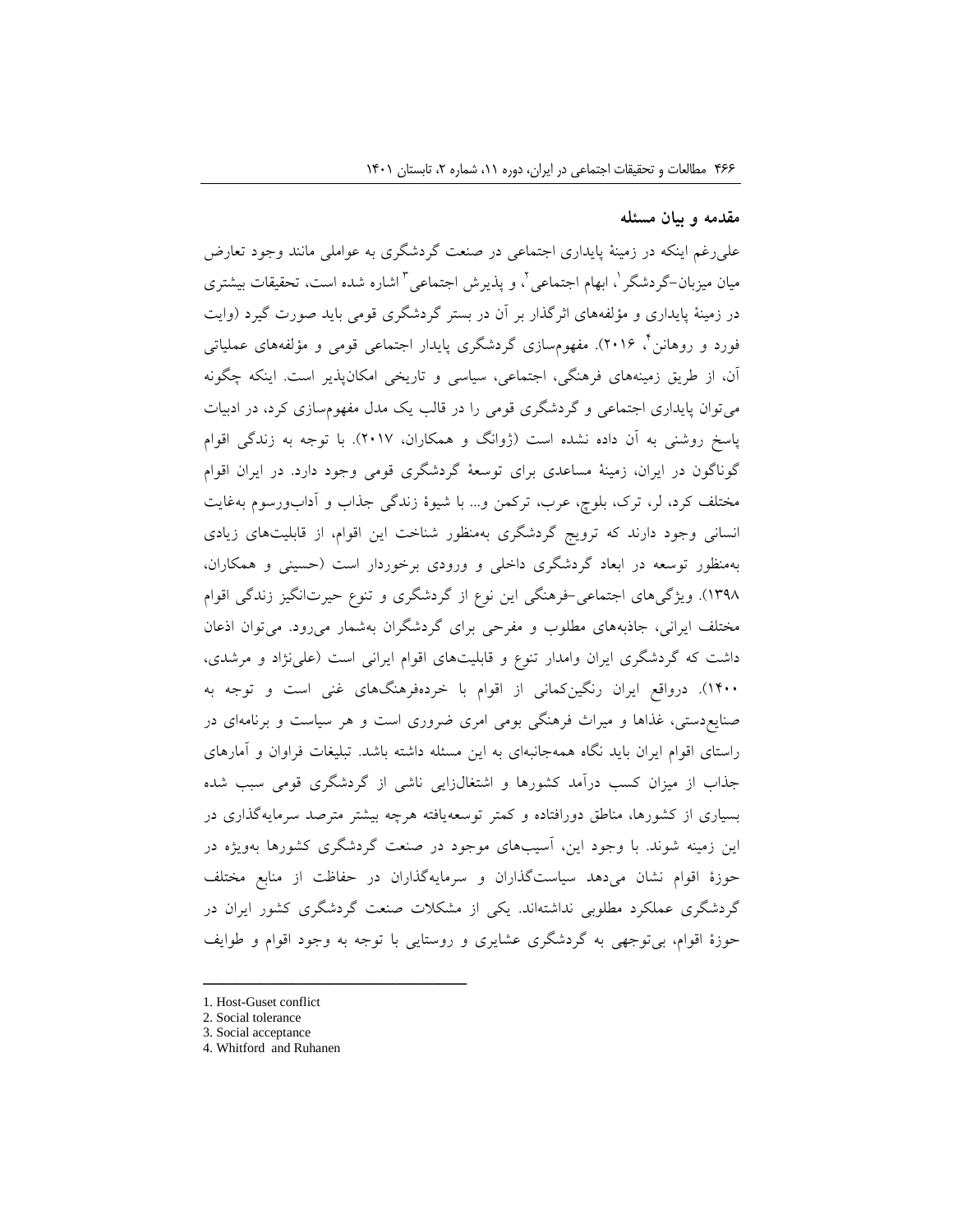## مقدمه و بیان مسئله

علی‌رغم اینکه در زمینهٔ پایداری اجتماعی در صنعت گردشگری به عواملی مانند وجود تعارض میان میزبان-گردشگر[1]، ابهام اجتماعی[2]، و پذیرش اجتماعی[3] اشاره شده است، تحقیقات بیشتری در زمینهٔ پایداری و مؤلفه‌های اثرگذار بر آن در بستر گردشگری قومی باید صورت گیرد (وایت فورد و روهانن[4]، ۲۰۱۶). مفهوم‌سازی گردشگری پایدار اجتماعی قومی و مؤلفه‌های عملیاتی آن، از طریق زمینه‌های فرهنگی، اجتماعی، سیاسی و تاریخی امکان‌پذیر است. اینکه چگونه می‌توان پایداری اجتماعی و گردشگری قومی را در قالب یک مدل مفهوم‌سازی کرد، در ادبیات پاسخ روشنی به آن داده نشده است (ژوانگ و همکاران، ۲۰۱۷). با توجه به زندگی اقوام گوناگون در ایران، زمینهٔ مساعدی برای توسعهٔ گردشگری قومی وجود دارد. در ایران اقوام مختلف کرد، لر، ترک، بلوچ، عرب، ترکمن و... با شیوهٔ زندگی جذاب و آداب‌ورسوم به‌غایت انسانی وجود دارند که ترویج گردشگری به‌منظور شناخت این اقوام، از قابلیت‌های زیادی به‌منظور توسعه در ابعاد گردشگری داخلی و ورودی برخوردار است (حسینی و همکاران، ۱۳۹۸). ویژگی‌های اجتماعی-فرهنگی این نوع از گردشگری و تنوع حیرت‌انگیز زندگی اقوام مختلف ایرانی، جاذبه‌های مطلوب و مفرحی برای گردشگران به‌شمار می‌رود. می‌توان اذعان داشت که گردشگری ایران وامدار تنوع و قابلیت‌های اقوام ایرانی است (علی‌نژاد و مرشدی، ۱۴۰۰). درواقع ایران رنگین‌کمانی از اقوام با خرده‌فرهنگ‌های غنی است و توجه به صنایع‌دستی، غذاها و میراث فرهنگی بومی امری ضروری است و هر سیاست و برنامه‌ای در راستای اقوام ایران باید نگاه همه‌جانبه‌ای به این مسئله داشته باشد. تبلیغات فراوان و آمارهای جذاب از میزان کسب درآمد کشورها و اشتغال‌زایی ناشی از گردشگری قومی سبب شده بسیاری از کشورها، مناطق دورافتاده و کمتر توسعه‌یافته هرچه بیشتر مترصد سرمایه‌گذاری در این زمینه شوند. با وجود این، آسیب‌های موجود در صنعت گردشگری کشورها به‌ویژه در حوزهٔ اقوام نشان می‌دهد سیاست‌گذاران و سرمایه‌گذاران در حفاظت از منابع مختلف گردشگری عملکرد مطلوبی نداشته‌اند. یکی از مشکلات صنعت گردشگری کشور ایران در حوزهٔ اقوام، بی‌توجهی به گردشگری عشایری و روستایی با توجه به وجود اقوام و طوایف

---

1. Host-Guset conflict
2. Social tolerance
3. Social acceptance
4. Whitford and Ruhanen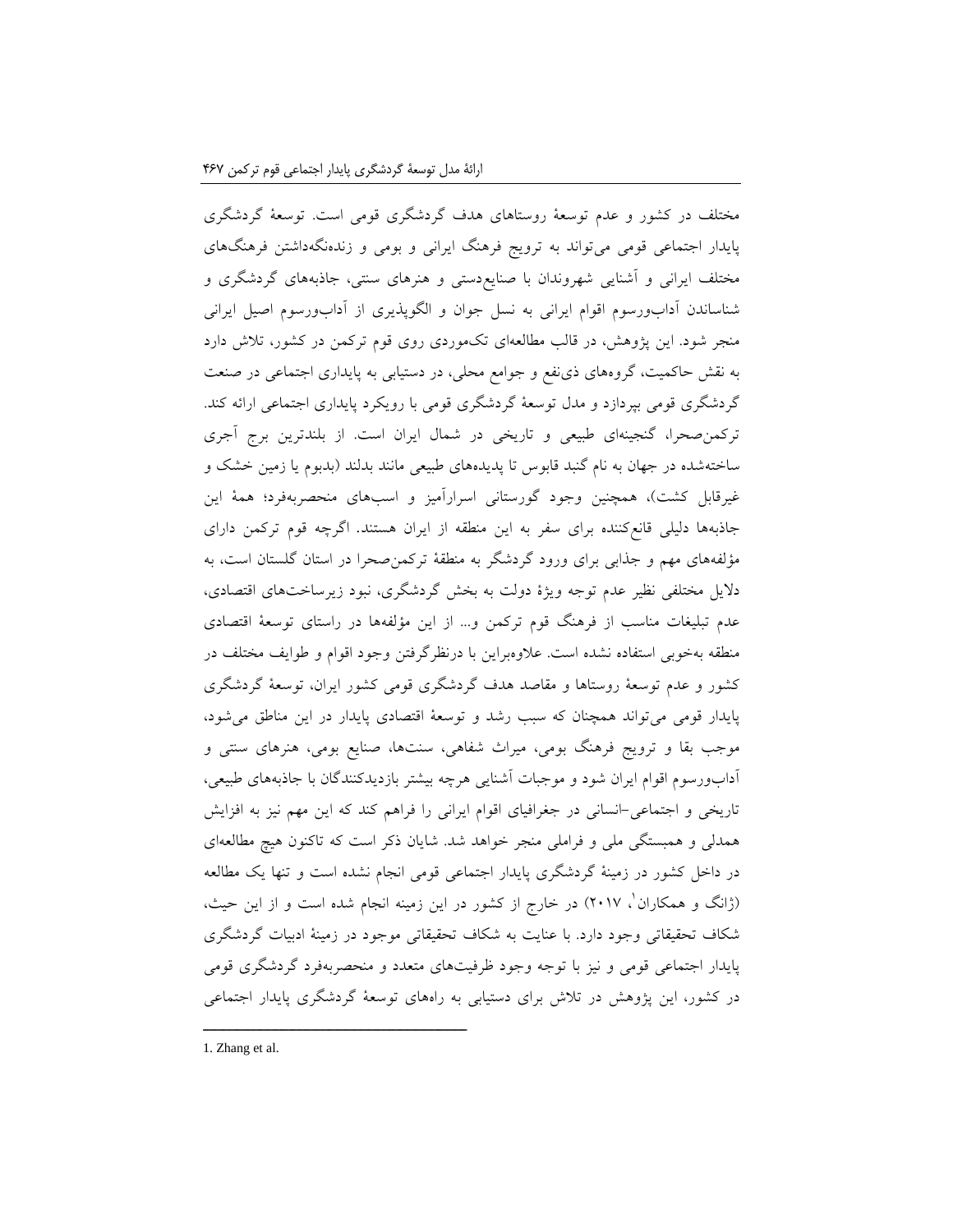مختلف در کشور و عدم توسعهٔ روستاهای هدف گردشگری قومی است. توسعهٔ گردشگری پایدار اجتماعی قومی می‌تواند به ترویج فرهنگ ایرانی و بومی و زنده‌نگه‌داشتن فرهنگ‌های مختلف ایرانی و آشنایی شهروندان با صنایع‌دستی و هنرهای سنتی، جاذبه‌های گردشگری و شناساندن آداب‌ورسوم اقوام ایرانی به نسل جوان و الگوپذیری از آداب‌ورسوم اصیل ایرانی منجر شود. این پژوهش، در قالب مطالعه‌ای تک‌موردی روی قوم ترکمن در کشور، تلاش دارد به نقش حاکمیت، گروه‌های ذی‌نفع و جوامع محلی، در دستیابی به پایداری اجتماعی در صنعت گردشگری قومی بپردازد و مدل توسعهٔ گردشگری قومی با رویکرد پایداری اجتماعی ارائه کند. ترکمن‌صحرا، گنجینه‌ای طبیعی و تاریخی در شمال ایران است. از بلندترین برج آجری ساخته‌شده در جهان به نام گنبد قابوس تا پدیده‌های طبیعی مانند بدلند (بدبوم یا زمین خشک و غیرقابل کشت)، همچنین وجود گورستانی اسرارآمیز و اسب‌های منحصربه‌فرد؛ همهٔ این جاذبه‌ها دلیلی قانع‌کننده برای سفر به این منطقه از ایران هستند. اگرچه قوم ترکمن دارای مؤلفه‌های مهم و جذابی برای ورود گردشگر به منطقهٔ ترکمن‌صحرا در استان گلستان است، به دلایل مختلفی نظیر عدم توجه ویژهٔ دولت به بخش گردشگری، نبود زیرساخت‌های اقتصادی، عدم تبلیغات مناسب از فرهنگ قوم ترکمن و... از این مؤلفه‌ها در راستای توسعهٔ اقتصادی منطقه به‌خوبی استفاده نشده است. علاوه‌براین با درنظرگرفتن وجود اقوام و طوایف مختلف در کشور و عدم توسعهٔ روستاها و مقاصد هدف گردشگری قومی کشور ایران، توسعهٔ گردشگری پایدار قومی می‌تواند همچنان که سبب رشد و توسعهٔ اقتصادی پایدار در این مناطق می‌شود، موجب بقا و ترویج فرهنگ بومی، میراث شفاهی، سنت‌ها، صنایع بومی، هنرهای سنتی و آداب‌ورسوم اقوام ایران شود و موجبات آشنایی هرچه بیشتر بازدیدکنندگان با جاذبه‌های طبیعی، تاریخی و اجتماعی–انسانی در جغرافیای اقوام ایرانی را فراهم کند که این مهم نیز به افزایش همدلی و همبستگی ملی و فراملی منجر خواهد شد. شایان ذکر است که تاکنون هیچ مطالعه‌ای در داخل کشور در زمینهٔ گردشگری پایدار اجتماعی قومی انجام نشده است و تنها یک مطالعه (ژانگ و همکاران[1]، ۲۰۱۷) در خارج از کشور در این زمینه انجام شده است و از این حیث، شکاف تحقیقاتی وجود دارد. با عنایت به شکاف تحقیقاتی موجود در زمینهٔ ادبیات گردشگری پایدار اجتماعی قومی و نیز با توجه وجود ظرفیت‌های متعدد و منحصربه‌فرد گردشگری قومی در کشور، این پژوهش در تلاش برای دستیابی به راه‌های توسعهٔ گردشگری پایدار اجتماعی

---

1. Zhang et al.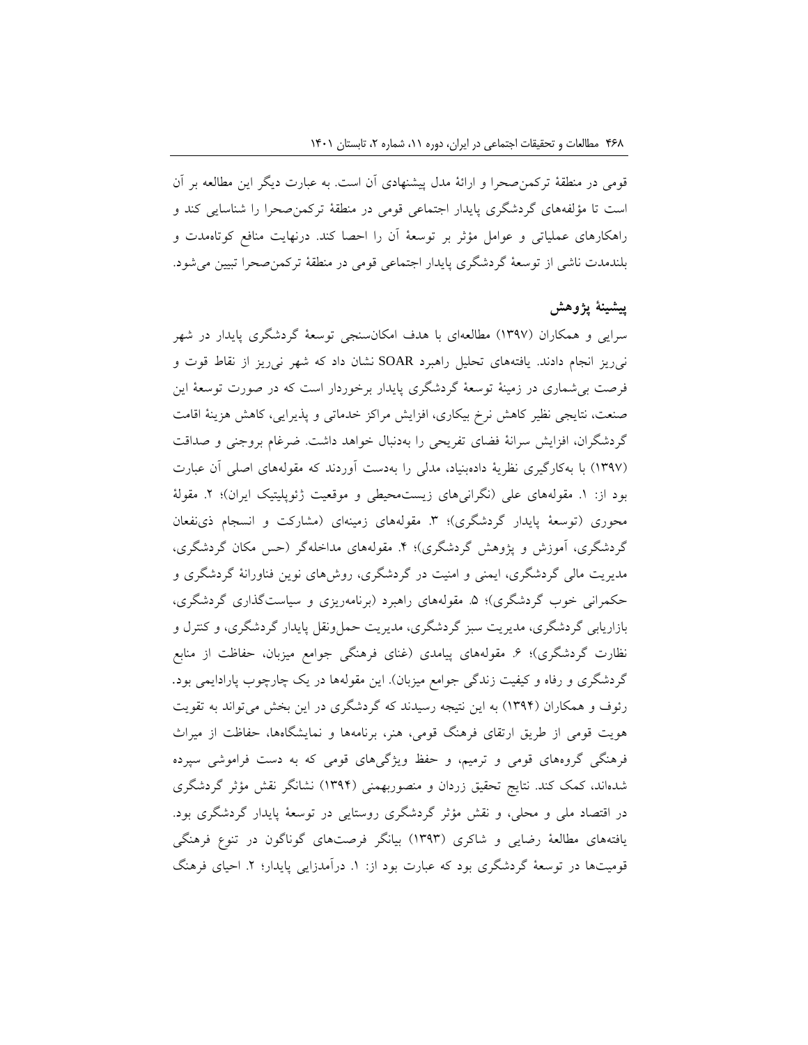قومی در منطقهٔ ترکمن‌صحرا و ارائهٔ مدل پیشنهادی آن است. به عبارت دیگر این مطالعه بر آن است تا مؤلفه‌های گردشگری پایدار اجتماعی قومی در منطقهٔ ترکمن‌صحرا را شناسایی کند و راهکارهای عملیاتی و عوامل مؤثر بر توسعهٔ آن را احصا کند. درنهایت منافع کوتاه‌مدت و بلندمدت ناشی از توسعهٔ گردشگری پایدار اجتماعی قومی در منطقهٔ ترکمن‌صحرا تبیین می‌شود.

## پیشینهٔ پژوهش

سرایی و همکاران (۱۳۹۷) مطالعه‌ای با هدف امکان‌سنجی توسعهٔ گردشگری پایدار در شهر نی‌ریز انجام دادند. یافته‌های تحلیل راهبرد SOAR نشان داد که شهر نی‌ریز از نقاط قوت و فرصت بی‌شماری در زمینهٔ توسعهٔ گردشگری پایدار برخوردار است که در صورت توسعهٔ این صنعت، نتایجی نظیر کاهش نرخ بیکاری، افزایش مراکز خدماتی و پذیرایی، کاهش هزینهٔ اقامت گردشگران، افزایش سرانهٔ فضای تفریحی را به‌دنبال خواهد داشت. ضرغام بروجنی و صداقت (۱۳۹۷) با به‌کارگیری نظریهٔ داده‌بنیاد، مدلی را به‌دست آوردند که مقوله‌های اصلی آن عبارت بود از: ۱. مقوله‌های علی (نگرانی‌های زیست‌محیطی و موقعیت ژئوپلیتیک ایران)؛ ۲. مقولهٔ محوری (توسعهٔ پایدار گردشگری)؛ ۳. مقوله‌های زمینه‌ای (مشارکت و انسجام ذی‌نفعان گردشگری، آموزش و پژوهش گردشگری)؛ ۴. مقوله‌های مداخله‌گر (حس مکان گردشگری، مدیریت مالی گردشگری، ایمنی و امنیت در گردشگری، روش‌های نوین فناورانهٔ گردشگری و حکمرانی خوب گردشگری)؛ ۵. مقوله‌های راهبرد (برنامه‌ریزی و سیاست‌گذاری گردشگری، بازاریابی گردشگری، مدیریت سبز گردشگری، مدیریت حمل‌ونقل پایدار گردشگری، و کنترل و نظارت گردشگری)؛ ۶. مقوله‌های پیامدی (غنای فرهنگی جوامع میزبان، حفاظت از منابع گردشگری و رفاه و کیفیت زندگی جوامع میزبان). این مقوله‌ها در یک چارچوب پارادایمی بود. رئوف و همکاران (۱۳۹۴) به این نتیجه رسیدند که گردشگری در این بخش می‌تواند به تقویت هویت قومی از طریق ارتقای فرهنگ قومی، هنر، برنامه‌ها و نمایشگاه‌ها، حفاظت از میراث فرهنگی گروه‌های قومی و ترمیم، و حفظ ویژگی‌های قومی که به دست فراموشی سپرده شده‌اند، کمک کند. نتایج تحقیق زردان و منصوربهمنی (۱۳۹۴) نشانگر نقش مؤثر گردشگری در اقتصاد ملی و محلی، و نقش مؤثر گردشگری روستایی در توسعهٔ پایدار گردشگری بود. یافته‌های مطالعهٔ رضایی و شاکری (۱۳۹۳) بیانگر فرصت‌های گوناگون در تنوع فرهنگی قومیت‌ها در توسعهٔ گردشگری بود که عبارت بود از: ۱. درآمدزایی پایدار؛ ۲. احیای فرهنگ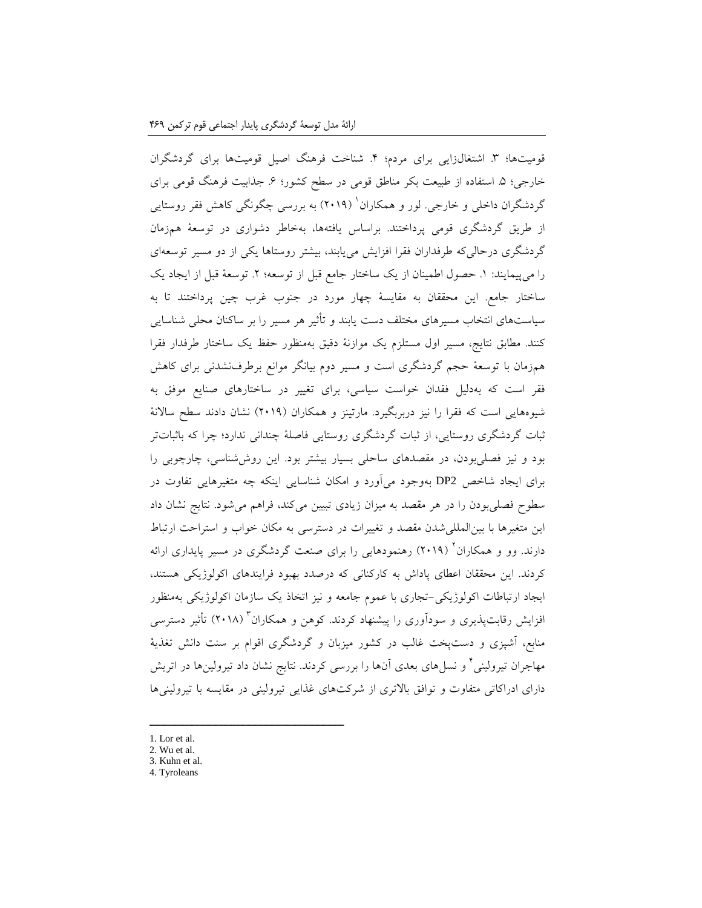قومیت‌ها؛ ۳. اشتغال‌زایی برای مردم؛ ۴. شناخت فرهنگ اصیل قومیت‌ها برای گردشگران خارجی؛ ۵. استفاده از طبیعت بکر مناطق قومی در سطح کشور؛ ۶. جذابیت فرهنگ قومی برای گردشگران داخلی و خارجی. لور و همکاران[1] (۲۰۱۹) به بررسی چگونگی کاهش فقر روستایی از طریق گردشگری قومی پرداختند. براساس یافته‌ها، به‌خاطر دشواری در توسعهٔ هم‌زمان گردشگری درحالی‌که طرفداران فقرا افزایش می‌یابند، بیشتر روستاها یکی از دو مسیر توسعه‌ای را می‌پیمایند: ۱. حصول اطمینان از یک ساختار جامع قبل از توسعه؛ ۲. توسعهٔ قبل از ایجاد یک ساختار جامع. این محققان به مقایسهٔ چهار مورد در جنوب غرب چین پرداختند تا به سیاست‌های انتخاب مسیرهای مختلف دست یابند و تأثیر هر مسیر را بر ساکنان محلی شناسایی کنند. مطابق نتایج، مسیر اول مستلزم یک موازنهٔ دقیق به‌منظور حفظ یک ساختار طرفدار فقرا هم‌زمان با توسعهٔ حجم گردشگری است و مسیر دوم بیانگر موانع برطرف‌نشدنی برای کاهش فقر است که به‌دلیل فقدان خواست سیاسی، برای تغییر در ساختارهای صنایع موفق به شیوه‌هایی است که فقرا را نیز دربربگیرد. مارتینز و همکاران (۲۰۱۹) نشان دادند سطح سالانهٔ ثبات گردشگری روستایی، از ثبات گردشگری روستایی فاصلهٔ چندانی ندارد؛ چرا که باثبات‌تر بود و نیز فصلی‌بودن، در مقصدهای ساحلی بسیار بیشتر بود. این روش‌شناسی، چارچوبی را برای ایجاد شاخص DP2 به‌وجود می‌آورد و امکان شناسایی اینکه چه متغیرهایی تفاوت در سطوح فصلی‌بودن را در هر مقصد به میزان زیادی تبیین می‌کند، فراهم می‌شود. نتایج نشان داد این متغیرها با بین‌المللی‌شدن مقصد و تغییرات در دسترسی به مکان خواب و استراحت ارتباط دارند. وو و همکاران[2] (۲۰۱۹) رهنمودهایی را برای صنعت گردشگری در مسیر پایداری ارائه کردند. این محققان اعطای پاداش به کارکنانی که درصدد بهبود فرایندهای اکولوژیکی هستند، ایجاد ارتباطات اکولوژیکی-تجاری با عموم جامعه و نیز اتخاذ یک سازمان اکولوژیکی به‌منظور افزایش رقابت‌پذیری و سودآوری را پیشنهاد کردند. کوهن و همکاران[3] (۲۰۱۸) تأثیر دسترسی منابع، آشپزی و دست‌پخت غالب در کشور میزبان و گردشگری اقوام بر سنت دانش تغذیهٔ مهاجران تیرولینی[4] و نسل‌های بعدی آن‌ها را بررسی کردند. نتایج نشان داد تیرولین‌ها در اتریش دارای ادراکاتی متفاوت و توافق بالاتری از شرکت‌های غذایی تیرولینی در مقایسه با تیرولینی‌ها

---

1. Lor et al.
2. Wu et al.
3. Kuhn et al.
4. Tyroleans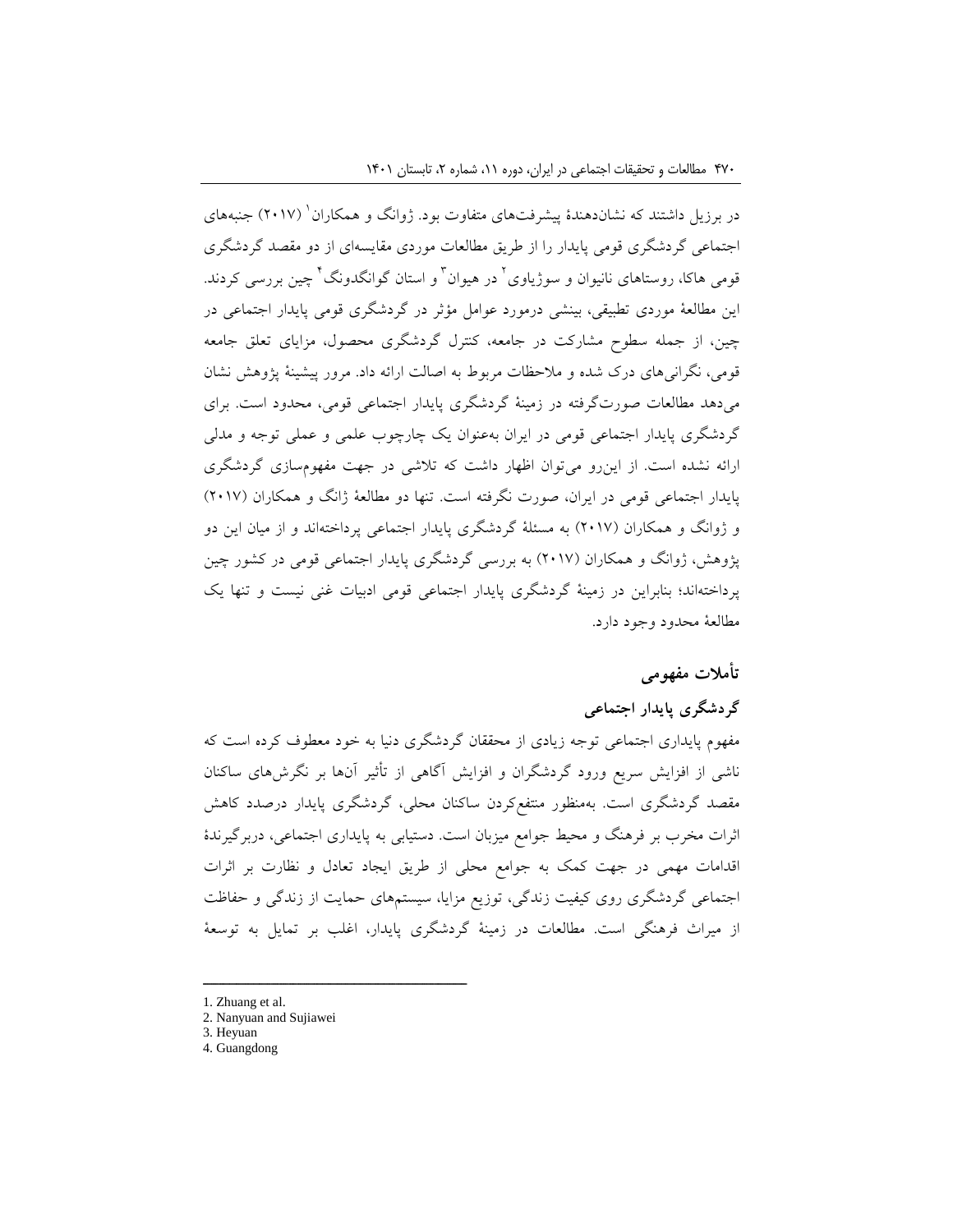در برزیل داشتند که نشان‌دهندهٔ پیشرفت‌های متفاوت بود. ژوانگ و همکاران[1] (۲۰۱۷) جنبه‌های اجتماعی گردشگری قومی پایدار را از طریق مطالعات موردی مقایسه‌ای از دو مقصد گردشگری قومی هاکا، روستاهای نانیوان و سوژیاوی[2] در هیوان[3] و استان گوانگدونگ[4] چین بررسی کردند. این مطالعهٔ موردی تطبیقی، بینشی درمورد عوامل مؤثر در گردشگری قومی پایدار اجتماعی در چین، از جمله سطوح مشارکت در جامعه، کنترل گردشگری محصول، مزایای تعلق جامعه قومی، نگرانی‌های درک شده و ملاحظات مربوط به اصالت ارائه داد. مرور پیشینهٔ پژوهش نشان می‌دهد مطالعات صورت‌گرفته در زمینهٔ گردشگری پایدار اجتماعی قومی، محدود است. برای گردشگری پایدار اجتماعی قومی در ایران به‌عنوان یک چارچوب علمی و عملی توجه و مدلی ارائه نشده است. از این‌رو می‌توان اظهار داشت که تلاشی در جهت مفهوم‌سازی گردشگری پایدار اجتماعی قومی در ایران، صورت نگرفته است. تنها دو مطالعهٔ ژانگ و همکاران (۲۰۱۷) و ژوانگ و همکاران (۲۰۱۷) به مسئلهٔ گردشگری پایدار اجتماعی پرداخته‌اند و از میان این دو پژوهش، ژوانگ و همکاران (۲۰۱۷) به بررسی گردشگری پایدار اجتماعی قومی در کشور چین پرداخته‌اند؛ بنابراین در زمینهٔ گردشگری پایدار اجتماعی قومی ادبیات غنی نیست و تنها یک مطالعهٔ محدود وجود دارد.

## تأملات مفهومی

### گردشگری پایدار اجتماعی

مفهوم پایداری اجتماعی توجه زیادی از محققان گردشگری دنیا به خود معطوف کرده است که ناشی از افزایش سریع ورود گردشگران و افزایش آگاهی از تأثیر آن‌ها بر نگرش‌های ساکنان مقصد گردشگری است. به‌منظور منتفع‌کردن ساکنان محلی، گردشگری پایدار درصدد کاهش اثرات مخرب بر فرهنگ و محیط جوامع میزبان است. دستیابی به پایداری اجتماعی، دربرگیرندهٔ اقدامات مهمی در جهت کمک به جوامع محلی از طریق ایجاد تعادل و نظارت بر اثرات اجتماعی گردشگری روی کیفیت زندگی، توزیع مزایا، سیستم‌های حمایت از زندگی و حفاظت از میراث فرهنگی است. مطالعات در زمینهٔ گردشگری پایدار، اغلب بر تمایل به توسعهٔ

---

1. Zhuang et al.
2. Nanyuan and Sujiawei
3. Heyuan
4. Guangdong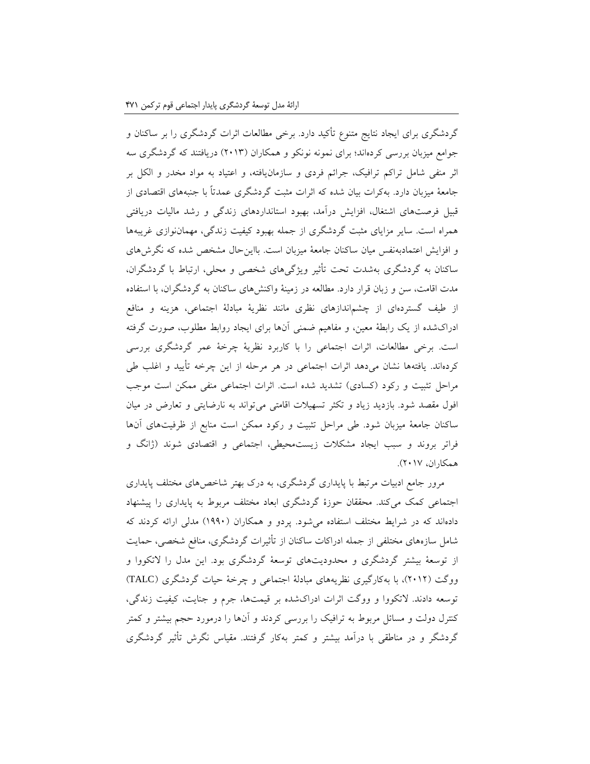گردشگری برای ایجاد نتایج متنوع تأکید دارد. برخی مطالعات اثرات گردشگری را بر ساکنان و جوامع میزبان بررسی کرده‌اند؛ برای نمونه نونکو و همکاران (۲۰۱۳) دریافتند که گردشگری سه اثر منفی شامل تراکم ترافیک، جرائم فردی و سازمان‌یافته، و اعتیاد به مواد مخدر و الکل بر جامعهٔ میزبان دارد. به‌کرات بیان شده که اثرات مثبت گردشگری عمدتاً با جنبه‌های اقتصادی از قبیل فرصت‌های اشتغال، افزایش درآمد، بهبود استانداردهای زندگی و رشد مالیات دریافتی همراه است. سایر مزایای مثبت گردشگری از جمله بهبود کیفیت زندگی، مهمان‌نوازی غریبه‌ها و افزایش اعتمادبه‌نفس میان ساکنان جامعهٔ میزبان است. بااین‌حال مشخص شده که نگرش‌های ساکنان به گردشگری به‌شدت تحت تأثیر ویژگی‌های شخصی و محلی، ارتباط با گردشگران، مدت اقامت، سن و زبان قرار دارد. مطالعه در زمینهٔ واکنش‌های ساکنان به گردشگران، با استفاده از طیف گسترده‌ای از چشم‌اندازهای نظری مانند نظریهٔ مبادلهٔ اجتماعی، هزینه و منافع ادراک‌شده از یک رابطهٔ معین، و مفاهیم ضمنی آن‌ها برای ایجاد روابط مطلوب، صورت گرفته است. برخی مطالعات، اثرات اجتماعی را با کاربرد نظریهٔ چرخهٔ عمر گردشگری بررسی کرده‌اند. یافته‌ها نشان می‌دهد اثرات اجتماعی در هر مرحله از این چرخه تأیید و اغلب طی مراحل تثبیت و رکود (کسادی) تشدید شده است. اثرات اجتماعی منفی ممکن است موجب افول مقصد شود. بازدید زیاد و تکثر تسهیلات اقامتی می‌تواند به نارضایتی و تعارض در میان ساکنان جامعهٔ میزبان شود. طی مراحل تثبیت و رکود ممکن است منابع از ظرفیت‌های آن‌ها فراتر بروند و سبب ایجاد مشکلات زیست‌محیطی، اجتماعی و اقتصادی شوند (ژانگ و همکاران، ۲۰۱۷).

مرور جامع ادبیات مرتبط با پایداری گردشگری، به درک بهتر شاخص‌های مختلف پایداری اجتماعی کمک می‌کند. محققان حوزهٔ گردشگری ابعاد مختلف مربوط به پایداری را پیشنهاد داده‌اند که در شرایط مختلف استفاده می‌شود. پردو و همکاران (۱۹۹۰) مدلی ارائه کردند که شامل سازه‌های مختلفی از جمله ادراکات ساکنان از تأثیرات گردشگری، منافع شخصی، حمایت از توسعهٔ بیشتر گردشگری و محدودیت‌های توسعهٔ گردشگری بود. این مدل را لاتکووا و ووگت (۲۰۱۲)، با به‌کارگیری نظریه‌های مبادلهٔ اجتماعی و چرخهٔ حیات گردشگری (TALC) توسعه دادند. لاتکووا و ووگت اثرات ادراک‌شده بر قیمت‌ها، جرم و جنایت، کیفیت زندگی، کنترل دولت و مسائل مربوط به ترافیک را بررسی کردند و آن‌ها را درمورد حجم بیشتر و کمتر گردشگر و در مناطقی با درآمد بیشتر و کمتر به‌کار گرفتند. مقیاس نگرش تأثیر گردشگری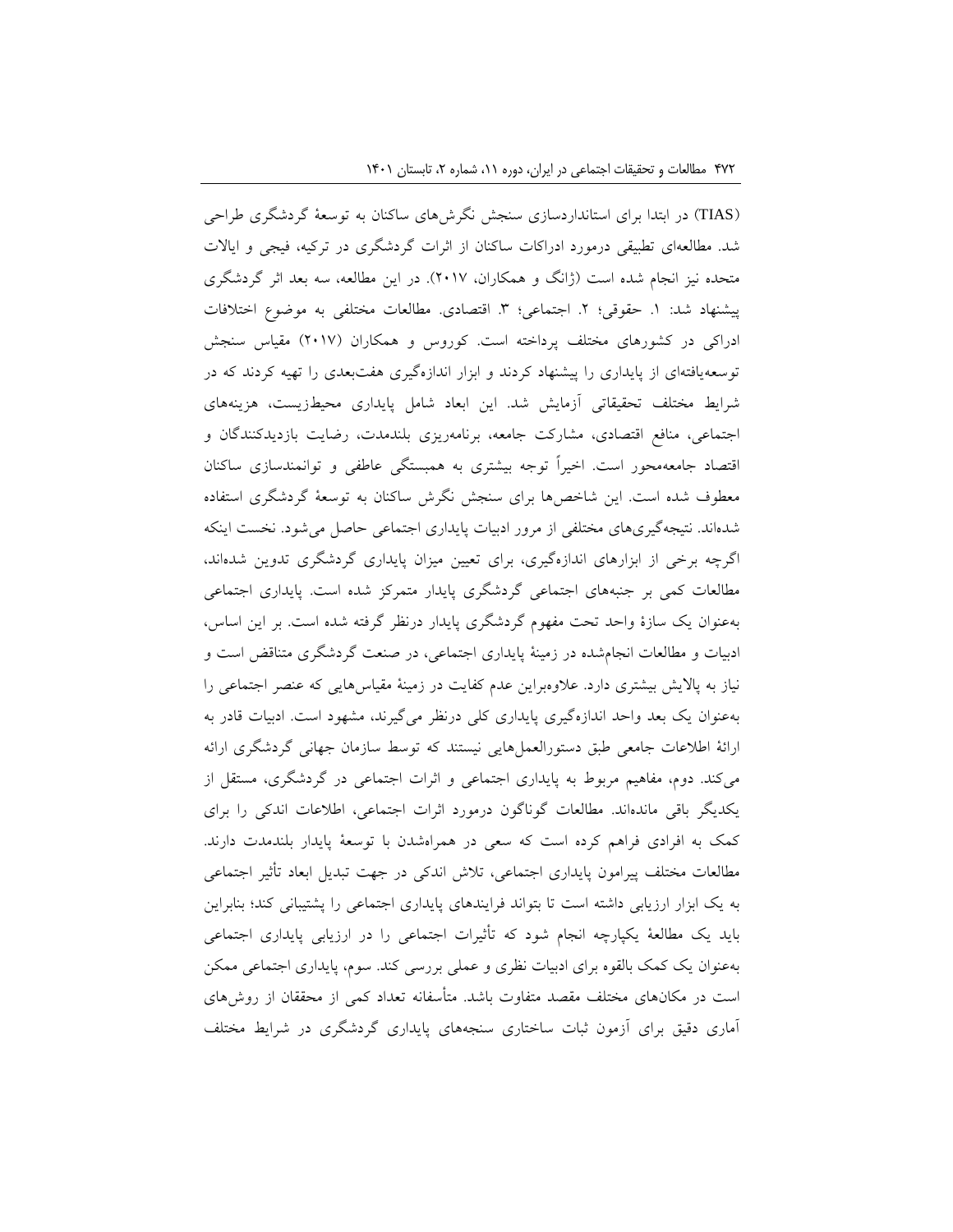(TIAS) در ابتدا برای استانداردسازی سنجش نگرش‌های ساکنان به توسعهٔ گردشگری طراحی شد. مطالعه‌ای تطبیقی درمورد ادراکات ساکنان از اثرات گردشگری در ترکیه، فیجی و ایالات متحده نیز انجام شده است (ژانگ و همکاران، ۲۰۱۷). در این مطالعه، سه بعد اثر گردشگری پیشنهاد شد: ۱. حقوقی؛ ۲. اجتماعی؛ ۳. اقتصادی. مطالعات مختلفی به موضوع اختلافات ادراکی در کشورهای مختلف پرداخته است. کوروس و همکاران (۲۰۱۷) مقیاس سنجش توسعه‌یافته‌ای از پایداری را پیشنهاد کردند و ابزار اندازه‌گیری هفت‌بعدی را تهیه کردند که در شرایط مختلف تحقیقاتی آزمایش شد. این ابعاد شامل پایداری محیط‌زیست، هزینه‌های اجتماعی، منافع اقتصادی، مشارکت جامعه، برنامه‌ریزی بلندمدت، رضایت بازدیدکنندگان و اقتصاد جامعه‌محور است. اخیراً توجه بیشتری به همبستگی عاطفی و توانمندسازی ساکنان معطوف شده است. این شاخص‌ها برای سنجش نگرش ساکنان به توسعهٔ گردشگری استفاده شده‌اند. نتیجه‌گیری‌های مختلفی از مرور ادبیات پایداری اجتماعی حاصل می‌شود. نخست اینکه اگرچه برخی از ابزارهای اندازه‌گیری، برای تعیین میزان پایداری گردشگری تدوین شده‌اند، مطالعات کمی بر جنبه‌های اجتماعی گردشگری پایدار متمرکز شده است. پایداری اجتماعی به‌عنوان یک سازهٔ واحد تحت مفهوم گردشگری پایدار درنظر گرفته شده است. بر این اساس، ادبیات و مطالعات انجام‌شده در زمینهٔ پایداری اجتماعی، در صنعت گردشگری متناقض است و نیاز به پالایش بیشتری دارد. علاوه‌براین عدم کفایت در زمینهٔ مقیاس‌هایی که عنصر اجتماعی را به‌عنوان یک بعد واحد اندازه‌گیری پایداری کلی درنظر می‌گیرند، مشهود است. ادبیات قادر به ارائهٔ اطلاعات جامعی طبق دستورالعمل‌هایی نیستند که توسط سازمان جهانی گردشگری ارائه می‌کند. دوم، مفاهیم مربوط به پایداری اجتماعی و اثرات اجتماعی در گردشگری، مستقل از یکدیگر باقی مانده‌اند. مطالعات گوناگون درمورد اثرات اجتماعی، اطلاعات اندکی را برای کمک به افرادی فراهم کرده است که سعی در همراه‌شدن با توسعهٔ پایدار بلندمدت دارند. مطالعات مختلف پیرامون پایداری اجتماعی، تلاش اندکی در جهت تبدیل ابعاد تأثیر اجتماعی به یک ابزار ارزیابی داشته است تا بتواند فرایندهای پایداری اجتماعی را پشتیبانی کند؛ بنابراین باید یک مطالعهٔ یکپارچه انجام شود که تأثیرات اجتماعی را در ارزیابی پایداری اجتماعی به‌عنوان یک کمک بالقوه برای ادبیات نظری و عملی بررسی کند. سوم، پایداری اجتماعی ممکن است در مکان‌های مختلف مقصد متفاوت باشد. متأسفانه تعداد کمی از محققان از روش‌های آماری دقیق برای آزمون ثبات ساختاری سنجه‌های پایداری گردشگری در شرایط مختلف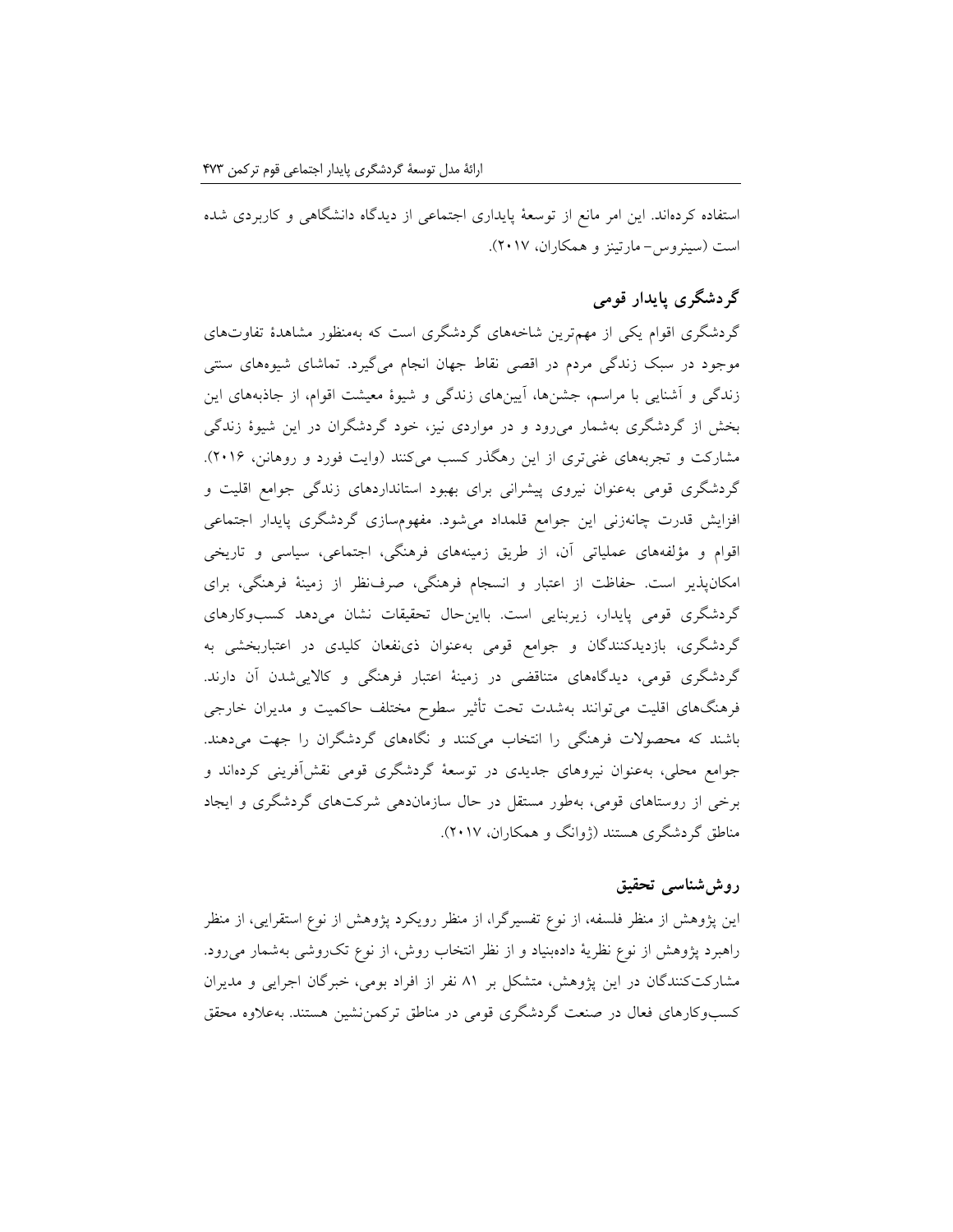استفاده کرده‌اند. این امر مانع از توسعهٔ پایداری اجتماعی از دیدگاه دانشگاهی و کاربردی شده است (سینروس- مارتینز و همکاران، ۲۰۱۷).

## گردشگری پایدار قومی

گردشگری اقوام یکی از مهم‌ترین شاخه‌های گردشگری است که به‌منظور مشاهدهٔ تفاوت‌های موجود در سبک زندگی مردم در اقصی نقاط جهان انجام می‌گیرد. تماشای شیوه‌های سنتی زندگی و آشنایی با مراسم، جشن‌ها، آیین‌های زندگی و شیوهٔ معیشت اقوام، از جاذبه‌های این بخش از گردشگری به‌شمار می‌رود و در مواردی نیز، خود گردشگران در این شیوهٔ زندگی مشارکت و تجربه‌های غنی‌تری از این رهگذر کسب می‌کنند (وایت فورد و روهانن، ۲۰۱۶). گردشگری قومی به‌عنوان نیروی پیشرانی برای بهبود استانداردهای زندگی جوامع اقلیت و افزایش قدرت چانه‌زنی این جوامع قلمداد می‌شود. مفهوم‌سازی گردشگری پایدار اجتماعی اقوام و مؤلفه‌های عملیاتی آن، از طریق زمینه‌های فرهنگی، اجتماعی، سیاسی و تاریخی امکان‌پذیر است. حفاظت از اعتبار و انسجام فرهنگی، صرف‌نظر از زمینهٔ فرهنگی، برای گردشگری قومی پایدار، زیربنایی است. بااین‌حال تحقیقات نشان می‌دهد کسب‌وکارهای گردشگری، بازدیدکنندگان و جوامع قومی به‌عنوان ذی‌نفعان کلیدی در اعتباربخشی به گردشگری قومی، دیدگاه‌های متناقضی در زمینهٔ اعتبار فرهنگی و کالایی‌شدن آن دارند. فرهنگ‌های اقلیت می‌توانند به‌شدت تحت تأثیر سطوح مختلف حاکمیت و مدیران خارجی باشند که محصولات فرهنگی را انتخاب می‌کنند و نگاه‌های گردشگران را جهت می‌دهند. جوامع محلی، به‌عنوان نیروهای جدیدی در توسعهٔ گردشگری قومی نقش‌آفرینی کرده‌اند و برخی از روستاهای قومی، به‌طور مستقل در حال سازمان‌دهی شرکت‌های گردشگری و ایجاد مناطق گردشگری هستند (ژوانگ و همکاران، ۲۰۱۷).

## روش‌شناسی تحقیق

این پژوهش از منظر فلسفه، از نوع تفسیرگرا، از منظر رویکرد پژوهش از نوع استقرایی، از منظر راهبرد پژوهش از نوع نظریهٔ داده‌بنیاد و از نظر انتخاب روش، از نوع تک‌روشی به‌شمار می‌رود. مشارکت‌کنندگان در این پژوهش، متشکل بر ۸۱ نفر از افراد بومی، خبرگان اجرایی و مدیران کسب‌وکارهای فعال در صنعت گردشگری قومی در مناطق ترکمن‌نشین هستند. به‌علاوه محقق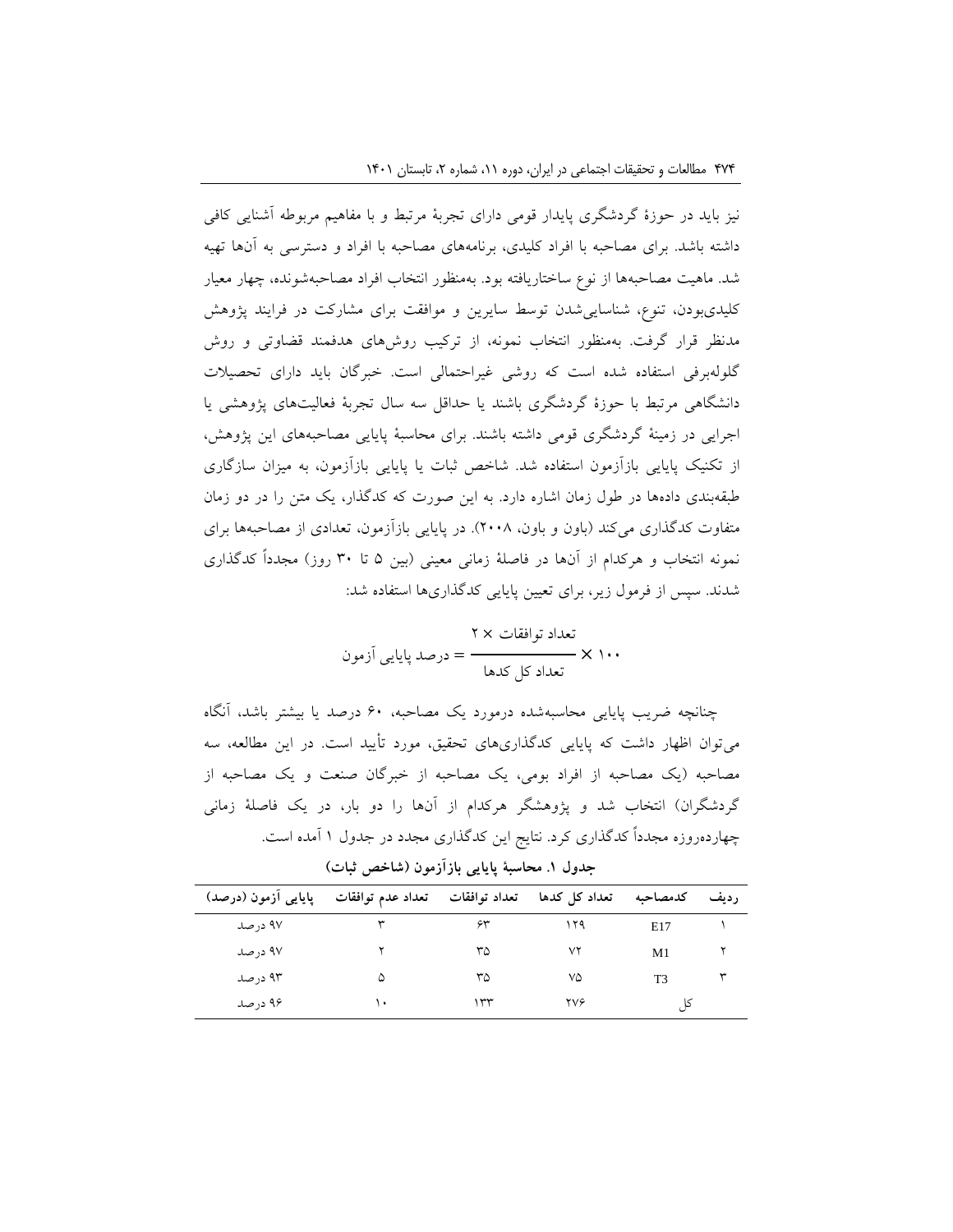نیز باید در حوزهٔ گردشگری پایدار قومی دارای تجربهٔ مرتبط و با مفاهیم مربوطه آشنایی کافی داشته باشد. برای مصاحبه با افراد کلیدی، برنامه‌های مصاحبه با افراد و دسترسی به آن‌ها تهیه شد. ماهیت مصاحبه‌ها از نوع ساختاریافته بود. به‌منظور انتخاب افراد مصاحبه‌شونده، چهار معیار کلیدی‌بودن، تنوع، شناسایی‌شدن توسط سایرین و موافقت برای مشارکت در فرایند پژوهش مدنظر قرار گرفت. به‌منظور انتخاب نمونه، از ترکیب روش‌های هدفمند قضاوتی و روش گلوله‌برفی استفاده شده است که روشی غیراحتمالی است. خبرگان باید دارای تحصیلات دانشگاهی مرتبط با حوزهٔ گردشگری باشند یا حداقل سه سال تجربهٔ فعالیت‌های پژوهشی یا اجرایی در زمینهٔ گردشگری قومی داشته باشند. برای محاسبهٔ پایایی مصاحبه‌های این پژوهش، از تکنیک پایایی بازآزمون استفاده شد. شاخص ثبات یا پایایی بازآزمون، به میزان سازگاری طبقه‌بندی داده‌ها در طول زمان اشاره دارد. به این صورت که کدگذار، یک متن را در دو زمان متفاوت کدگذاری می‌کند (باون و باون، ۲۰۰۸). در پایایی بازآزمون، تعدادی از مصاحبه‌ها برای نمونه انتخاب و هرکدام از آن‌ها در فاصلهٔ زمانی معینی (بین ۵ تا ۳۰ روز) مجدداً کدگذاری شدند. سپس از فرمول زیر، برای تعیین پایایی کدگذاری‌ها استفاده شد:

$$\text{درصد پایایی آزمون} = \frac{\text{تعداد توافقات} \times ۲}{\text{تعداد کل کدها}} \times ۱۰۰$$

چنانچه ضریب پایایی محاسبه‌شده درمورد یک مصاحبه، ۶۰ درصد یا بیشتر باشد، آنگاه می‌توان اظهار داشت که پایایی کدگذاری‌های تحقیق، مورد تأیید است. در این مطالعه، سه مصاحبه (یک مصاحبه از افراد بومی، یک مصاحبه از خبرگان صنعت و یک مصاحبه از گردشگران) انتخاب شد و پژوهشگر هرکدام از آن‌ها را دو بار، در یک فاصلهٔ زمانی چهارده‌روزه مجدداً کدگذاری کرد. نتایج این کدگذاری مجدد در جدول ۱ آمده است.

**جدول ۱. محاسبهٔ پایایی بازآزمون (شاخص ثبات)**

| ردیف | کدمصاحبه | تعداد کل کدها | تعداد توافقات | تعداد عدم توافقات | پایایی آزمون (درصد) |
|---|---|---|---|---|---|
| ۱ | E17 | ۱۲۹ | ۶۳ | ۳ | ۹۷ درصد |
| ۲ | M1 | ۷۲ | ۳۵ | ۲ | ۹۷ درصد |
| ۳ | T3 | ۷۵ | ۳۵ | ۵ | ۹۳ درصد |
| کل | | ۲۷۶ | ۱۳۳ | ۱۰ | ۹۶ درصد |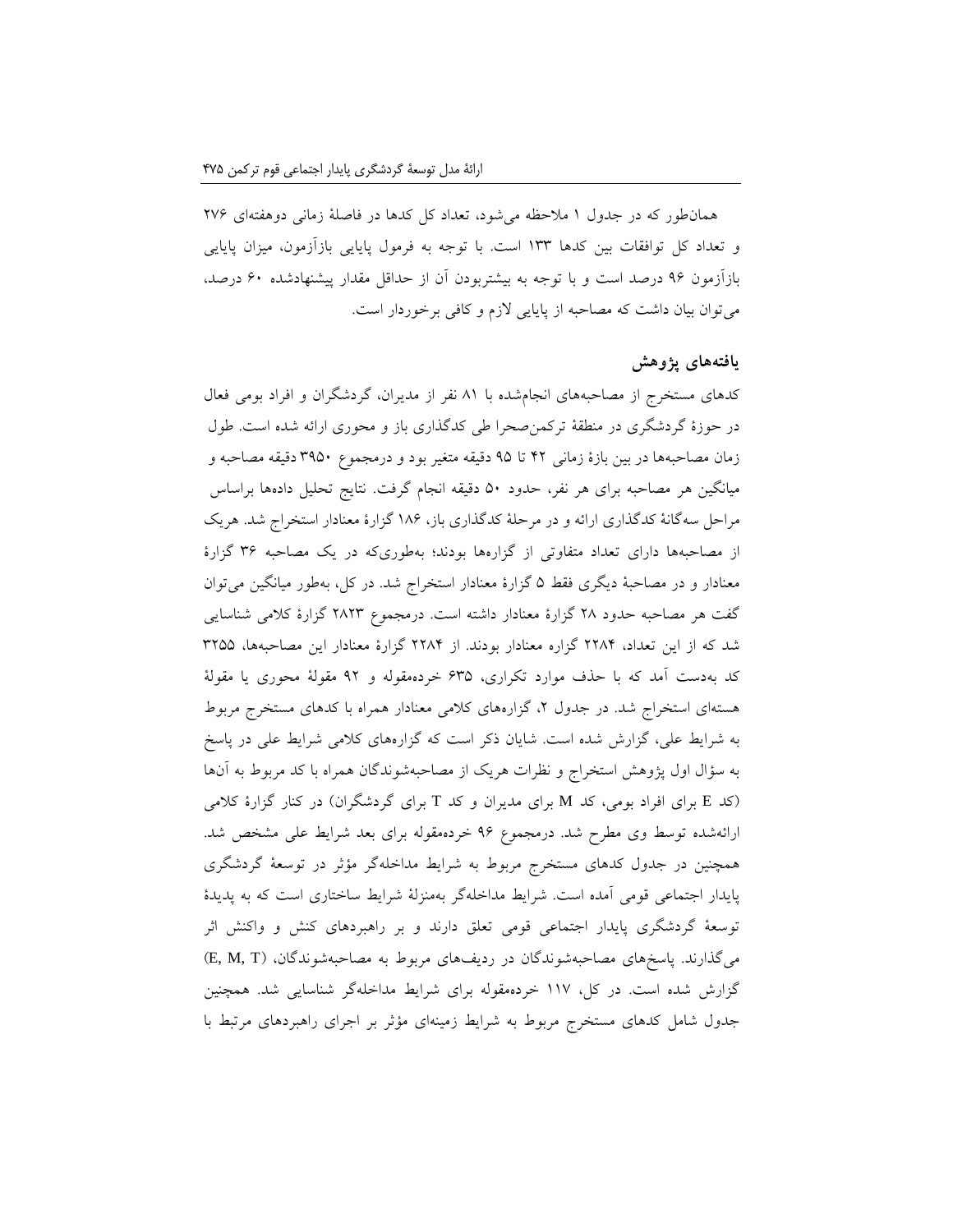همان‌طور که در جدول ۱ ملاحظه می‌شود، تعداد کل کدها در فاصلهٔ زمانی دوهفته‌ای ۲۷۶ و تعداد کل توافقات بین کدها ۱۳۳ است. با توجه به فرمول پایایی بازآزمون، میزان پایایی بازآزمون ۹۶ درصد است و با توجه به بیشتربودن آن از حداقل مقدار پیشنهادشده ۶۰ درصد، می‌توان بیان داشت که مصاحبه از پایایی لازم و کافی برخوردار است.

## یافته‌های پژوهش

کدهای مستخرج از مصاحبه‌های انجام‌شده با ۸۱ نفر از مدیران، گردشگران و افراد بومی فعال در حوزهٔ گردشگری در منطقهٔ ترکمن‌صحرا طی کدگذاری باز و محوری ارائه شده است. طول زمان مصاحبه‌ها در بین بازهٔ زمانی ۴۲ تا ۹۵ دقیقه متغیر بود و درمجموع ۳۹۵۰ دقیقه مصاحبه و میانگین هر مصاحبه برای هر نفر، حدود ۵۰ دقیقه انجام گرفت. نتایج تحلیل داده‌ها براساس مراحل سه‌گانهٔ کدگذاری ارائه و در مرحلهٔ کدگذاری باز، ۱۸۶ گزارهٔ معنادار استخراج شد. هریک از مصاحبه‌ها دارای تعداد متفاوتی از گزاره‌ها بودند؛ به‌طوری‌که در یک مصاحبه ۳۶ گزارهٔ معنادار و در مصاحبهٔ دیگری فقط ۵ گزارهٔ معنادار استخراج شد. در کل، به‌طور میانگین می‌توان گفت هر مصاحبه حدود ۲۸ گزارهٔ معنادار داشته است. درمجموع ۲۸۲۳ گزارهٔ کلامی شناسایی شد که از این تعداد، ۲۲۸۴ گزاره معنادار بودند. از ۲۲۸۴ گزارهٔ معنادار این مصاحبه‌ها، ۳۲۵۵ کد به‌دست آمد که با حذف موارد تکراری، ۶۳۵ خرده‌مقوله و ۹۲ مقولهٔ محوری یا مقولهٔ هسته‌ای استخراج شد. در جدول ۲، گزاره‌های کلامی معنادار همراه با کدهای مستخرج مربوط به شرایط علی، گزارش شده است. شایان ذکر است که گزاره‌های کلامی شرایط علی در پاسخ به سؤال اول پژوهش استخراج و نظرات هریک از مصاحبه‌شوندگان همراه با کد مربوط به آن‌ها (کد E برای افراد بومی، کد M برای مدیران و کد T برای گردشگران) در کنار گزارهٔ کلامی ارائه‌شده توسط وی مطرح شد. درمجموع ۹۶ خرده‌مقوله برای بعد شرایط علی مشخص شد. همچنین در جدول کدهای مستخرج مربوط به شرایط مداخله‌گر مؤثر در توسعهٔ گردشگری پایدار اجتماعی قومی آمده است. شرایط مداخله‌گر به‌منزلهٔ شرایط ساختاری است که به پدیدهٔ توسعهٔ گردشگری پایدار اجتماعی قومی تعلق دارند و بر راهبردهای کنش و واکنش اثر می‌گذارند. پاسخ‌های مصاحبه‌شوندگان در ردیف‌های مربوط به مصاحبه‌شوندگان، (E, M, T) گزارش شده است. در کل، ۱۱۷ خرده‌مقوله برای شرایط مداخله‌گر شناسایی شد. همچنین جدول شامل کدهای مستخرج مربوط به شرایط زمینه‌ای مؤثر بر اجرای راهبردهای مرتبط با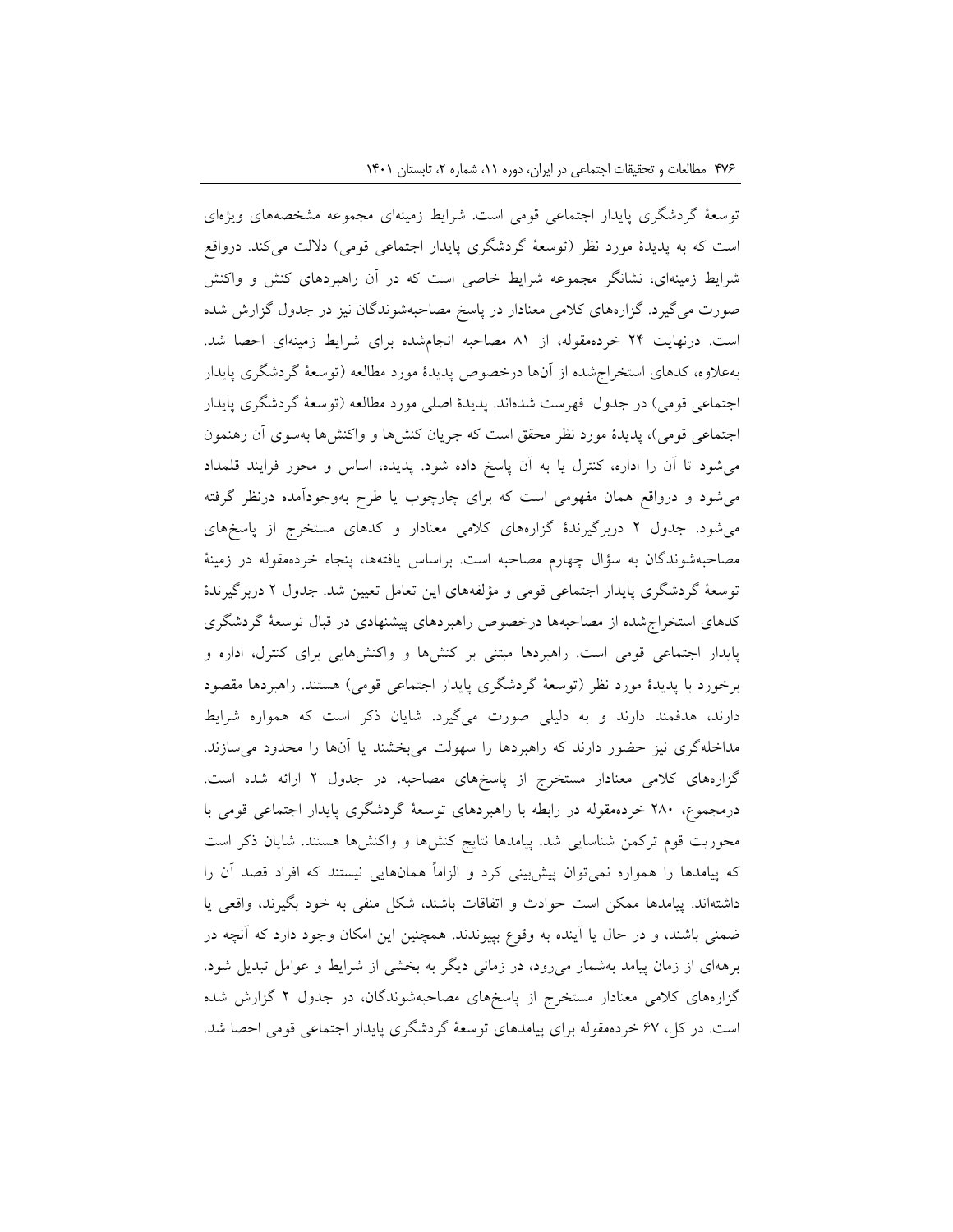توسعهٔ گردشگری پایدار اجتماعی قومی است. شرایط زمینه‌ای مجموعه مشخصه‌های ویژه‌ای است که به پدیدهٔ مورد نظر (توسعهٔ گردشگری پایدار اجتماعی قومی) دلالت می‌کند. درواقع شرایط زمینه‌ای، نشانگر مجموعه شرایط خاصی است که در آن راهبردهای کنش و واکنش صورت می‌گیرد. گزاره‌های کلامی معنادار در پاسخ مصاحبه‌شوندگان نیز در جدول گزارش شده است. درنهایت ۲۴ خرده‌مقوله، از ۸۱ مصاحبه انجام‌شده برای شرایط زمینه‌ای احصا شد. به‌علاوه، کدهای استخراج‌شده از آن‌ها درخصوص پدیدهٔ مورد مطالعه (توسعهٔ گردشگری پایدار اجتماعی قومی) در جدول فهرست شده‌اند. پدیدهٔ اصلی مورد مطالعه (توسعهٔ گردشگری پایدار اجتماعی قومی)، پدیدهٔ مورد نظر محقق است که جریان کنش‌ها و واکنش‌ها به‌سوی آن رهنمون می‌شود تا آن را اداره، کنترل یا به آن پاسخ داده شود. پدیده، اساس و محور فرایند قلمداد می‌شود و درواقع همان مفهومی است که برای چارچوب یا طرح به‌وجودآمده درنظر گرفته می‌شود. جدول ۲ دربرگیرندهٔ گزاره‌های کلامی معنادار و کدهای مستخرج از پاسخ‌های مصاحبه‌شوندگان به سؤال چهارم مصاحبه است. براساس یافته‌ها، پنجاه خرده‌مقوله در زمینهٔ توسعهٔ گردشگری پایدار اجتماعی قومی و مؤلفه‌های این تعامل تعیین شد. جدول ۲ دربرگیرندهٔ کدهای استخراج‌شده از مصاحبه‌ها درخصوص راهبردهای پیشنهادی در قبال توسعهٔ گردشگری پایدار اجتماعی قومی است. راهبردها مبتنی بر کنش‌ها و واکنش‌هایی برای کنترل، اداره و برخورد با پدیدهٔ مورد نظر (توسعهٔ گردشگری پایدار اجتماعی قومی) هستند. راهبردها مقصود دارند، هدفمند دارند و به دلیلی صورت می‌گیرد. شایان ذکر است که همواره شرایط مداخله‌گری نیز حضور دارند که راهبردها را سهولت می‌بخشند یا آن‌ها را محدود می‌سازند. گزاره‌های کلامی معنادار مستخرج از پاسخ‌های مصاحبه، در جدول ۲ ارائه شده است. درمجموع، ۲۸۰ خرده‌مقوله در رابطه با راهبردهای توسعهٔ گردشگری پایدار اجتماعی قومی با محوریت قوم ترکمن شناسایی شد. پیامدها نتایج کنش‌ها و واکنش‌ها هستند. شایان ذکر است که پیامدها را همواره نمی‌توان پیش‌بینی کرد و الزاماً همان‌هایی نیستند که افراد قصد آن را داشته‌اند. پیامدها ممکن است حوادث و اتفاقات باشند، شکل منفی به خود بگیرند، واقعی یا ضمنی باشند، و در حال یا آینده به وقوع بپیوندند. همچنین این امکان وجود دارد که آنچه در برهه‌ای از زمان پیامد به‌شمار می‌رود، در زمانی دیگر به بخشی از شرایط و عوامل تبدیل شود. گزاره‌های کلامی معنادار مستخرج از پاسخ‌های مصاحبه‌شوندگان، در جدول ۲ گزارش شده است. در کل، ۶۷ خرده‌مقوله برای پیامدهای توسعهٔ گردشگری پایدار اجتماعی قومی احصا شد.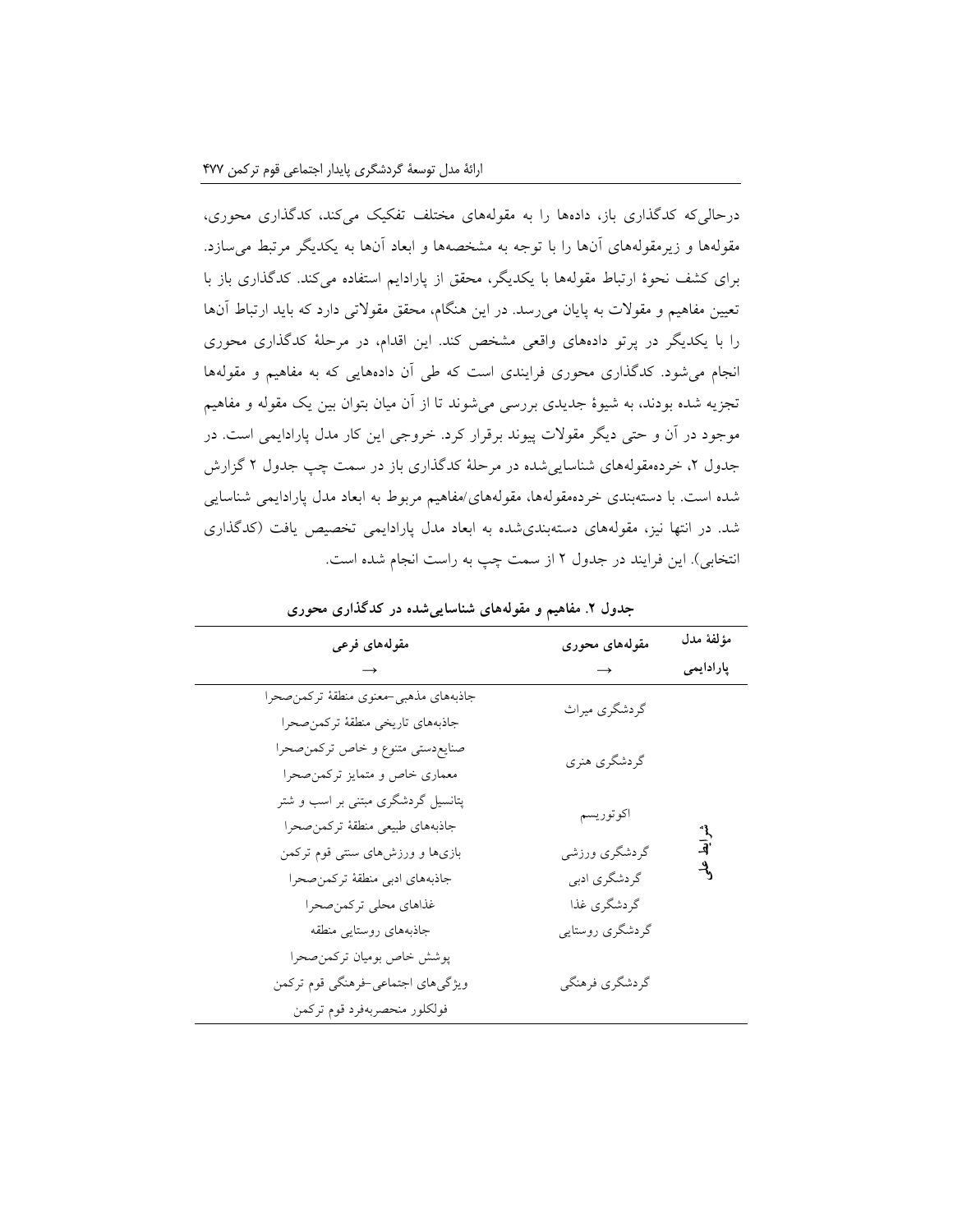درحالی‌که کدگذاری باز، داده‌ها را به مقوله‌های مختلف تفکیک می‌کند، کدگذاری محوری، مقوله‌ها و زیرمقوله‌های آن‌ها را با توجه به مشخصه‌ها و ابعاد آن‌ها به یکدیگر مرتبط می‌سازد. برای کشف نحوهٔ ارتباط مقوله‌ها با یکدیگر، محقق از پارادایم استفاده می‌کند. کدگذاری باز با تعیین مفاهیم و مقولات به پایان می‌رسد. در این هنگام، محقق مقولاتی دارد که باید ارتباط آن‌ها را با یکدیگر در پرتو داده‌های واقعی مشخص کند. این اقدام، در مرحلهٔ کدگذاری محوری انجام می‌شود. کدگذاری محوری فرایندی است که طی آن داده‌هایی که به مفاهیم و مقوله‌ها تجزیه شده بودند، به شیوهٔ جدیدی بررسی می‌شوند تا از آن میان بتوان بین یک مقوله و مفاهیم موجود در آن و حتی دیگر مقولات پیوند برقرار کرد. خروجی این کار مدل پارادایمی است. در جدول ۲، خرده‌مقوله‌های شناسایی‌شده در مرحلهٔ کدگذاری باز در سمت چپ جدول ۲ گزارش شده است. با دسته‌بندی خرده‌مقوله‌ها، مقوله‌های/مفاهیم مربوط به ابعاد مدل پارادایمی شناسایی شد. در انتها نیز، مقوله‌های دسته‌بندی‌شده به ابعاد مدل پارادایمی تخصیص یافت (کدگذاری انتخابی). این فرایند در جدول ۲ از سمت چپ به راست انجام شده است.

**جدول ۲. مفاهیم و مقوله‌های شناسایی‌شده در کدگذاری محوری**

| مؤلفهٔ مدل پارادایمی | مقوله‌های محوری → | مقوله‌های فرعی → |
|---|---|---|
| شرایط علّی | گردشگری میراث | جاذبه‌های مذهبی-معنوی منطقهٔ ترکمن‌صحرا<br>جاذبه‌های تاریخی منطقهٔ ترکمن‌صحرا |
| | گردشگری هنری | صنایع‌دستی متنوع و خاص ترکمن‌صحرا<br>معماری خاص و متمایز ترکمن‌صحرا |
| | اکوتوریسم | پتانسیل گردشگری مبتنی بر اسب و شتر<br>جاذبه‌های طبیعی منطقهٔ ترکمن‌صحرا |
| | گردشگری ورزشی | بازی‌ها و ورزش‌های سنتی قوم ترکمن |
| | گردشگری ادبی | جاذبه‌های ادبی منطقهٔ ترکمن‌صحرا |
| | گردشگری غذا | غذاهای محلی ترکمن‌صحرا |
| | گردشگری روستایی | جاذبه‌های روستایی منطقه |
| | گردشگری فرهنگی | پوشش خاص بومیان ترکمن‌صحرا<br>ویژگی‌های اجتماعی-فرهنگی قوم ترکمن<br>فولکلور منحصربه‌فرد قوم ترکمن |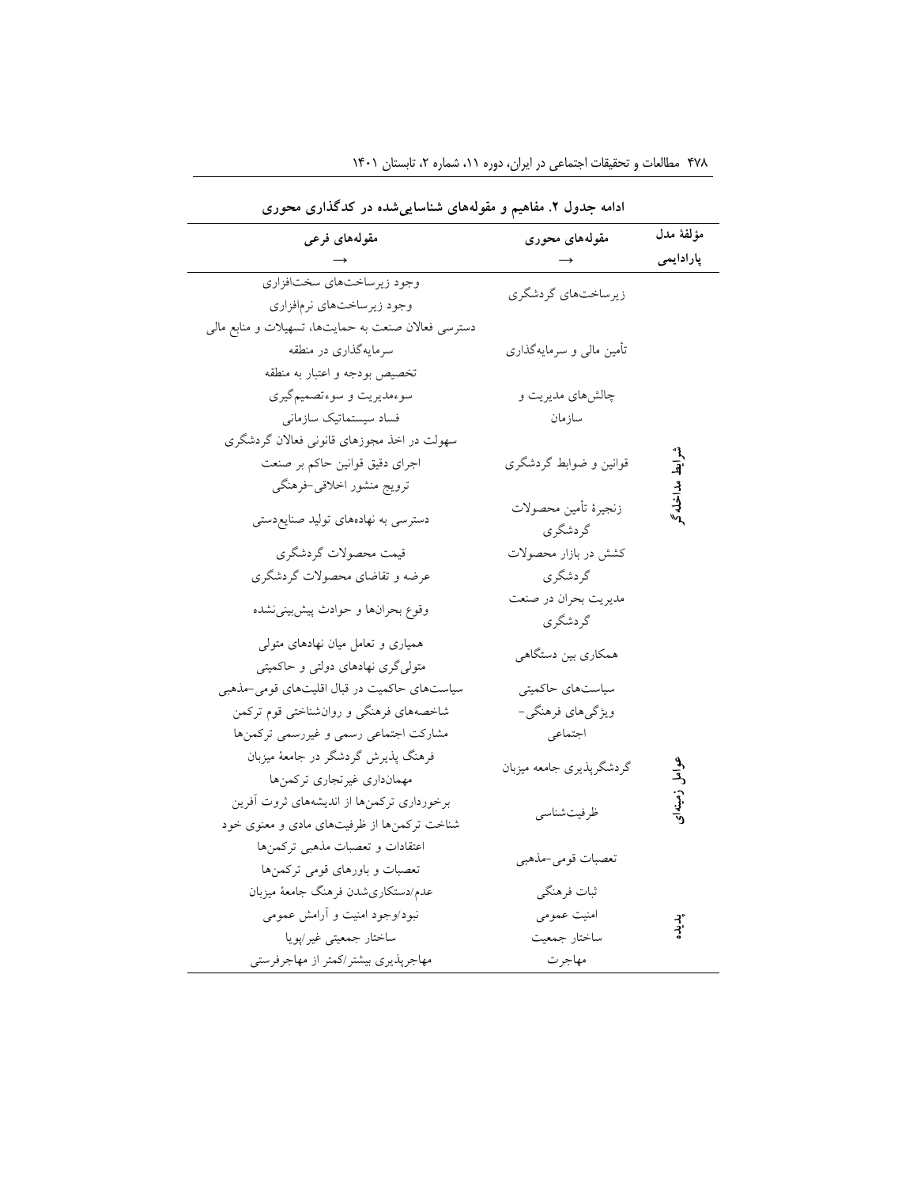**ادامه جدول ۲. مفاهیم و مقوله‌های شناسایی‌شده در کدگذاری محوری**

| مؤلفهٔ مدل پارادایمی | مقوله‌های محوری → | مقوله‌های فرعی → |
|---|---|---|
| شرایط مداخله‌گر | زیرساخت‌های گردشگری | وجود زیرساخت‌های سخت‌افزاری<br>وجود زیرساخت‌های نرم‌افزاری |
| | تأمین مالی و سرمایه‌گذاری | دسترسی فعالان صنعت به حمایت‌ها، تسهیلات و منابع مالی<br>سرمایه‌گذاری در منطقه<br>تخصیص بودجه و اعتبار به منطقه |
| | چالش‌های مدیریت و سازمان | سوءمدیریت و سوءتصمیم‌گیری<br>فساد سیستماتیک سازمانی |
| | قوانین و ضوابط گردشگری | سهولت در اخذ مجوزهای قانونی فعالان گردشگری<br>اجرای دقیق قوانین حاکم بر صنعت<br>ترویج منشور اخلاقی-فرهنگی |
| | زنجیرهٔ تأمین محصولات گردشگری | دسترسی به نهاده‌های تولید صنایع‌دستی |
| | کشش در بازار محصولات گردشگری | قیمت محصولات گردشگری<br>عرضه و تقاضای محصولات گردشگری |
| | مدیریت بحران در صنعت گردشگری | وقوع بحران‌ها و حوادث پیش‌بینی‌نشده |
| | همکاری بین دستگاهی | همیاری و تعامل میان نهادهای متولی<br>متولی‌گری نهادهای دولتی و حاکمیتی |
| | سیاست‌های حاکمیتی | سیاست‌های حاکمیت در قبال اقلیت‌های قومی-مذهبی |
| عوامل زمینه‌ای | ویژگی‌های فرهنگی-اجتماعی | شاخصه‌های فرهنگی و روان‌شناختی قوم ترکمن<br>مشارکت اجتماعی رسمی و غیررسمی ترکمن‌ها |
| | گردشگرپذیری جامعه میزبان | فرهنگ پذیرش گردشگر در جامعهٔ میزبان<br>مهمان‌داری غیرتجاری ترکمن‌ها |
| | ظرفیت‌شناسی | برخورداری ترکمن‌ها از اندیشه‌های ثروت آفرین<br>شناخت ترکمن‌ها از ظرفیت‌های مادی و معنوی خود |
| | تعصبات قومی-مذهبی | اعتقادات و تعصبات مذهبی ترکمن‌ها<br>تعصبات و باورهای قومی ترکمن‌ها |
| پدیده | ثبات فرهنگی | عدم/دستکاری‌شدن فرهنگ جامعهٔ میزبان |
| | امنیت عمومی | نبود/وجود امنیت و آرامش عمومی |
| | ساختار جمعیت | ساختار جمعیتی غیر/پویا |
| | مهاجرت | مهاجرپذیری بیشتر/کمتر از مهاجرفرستی |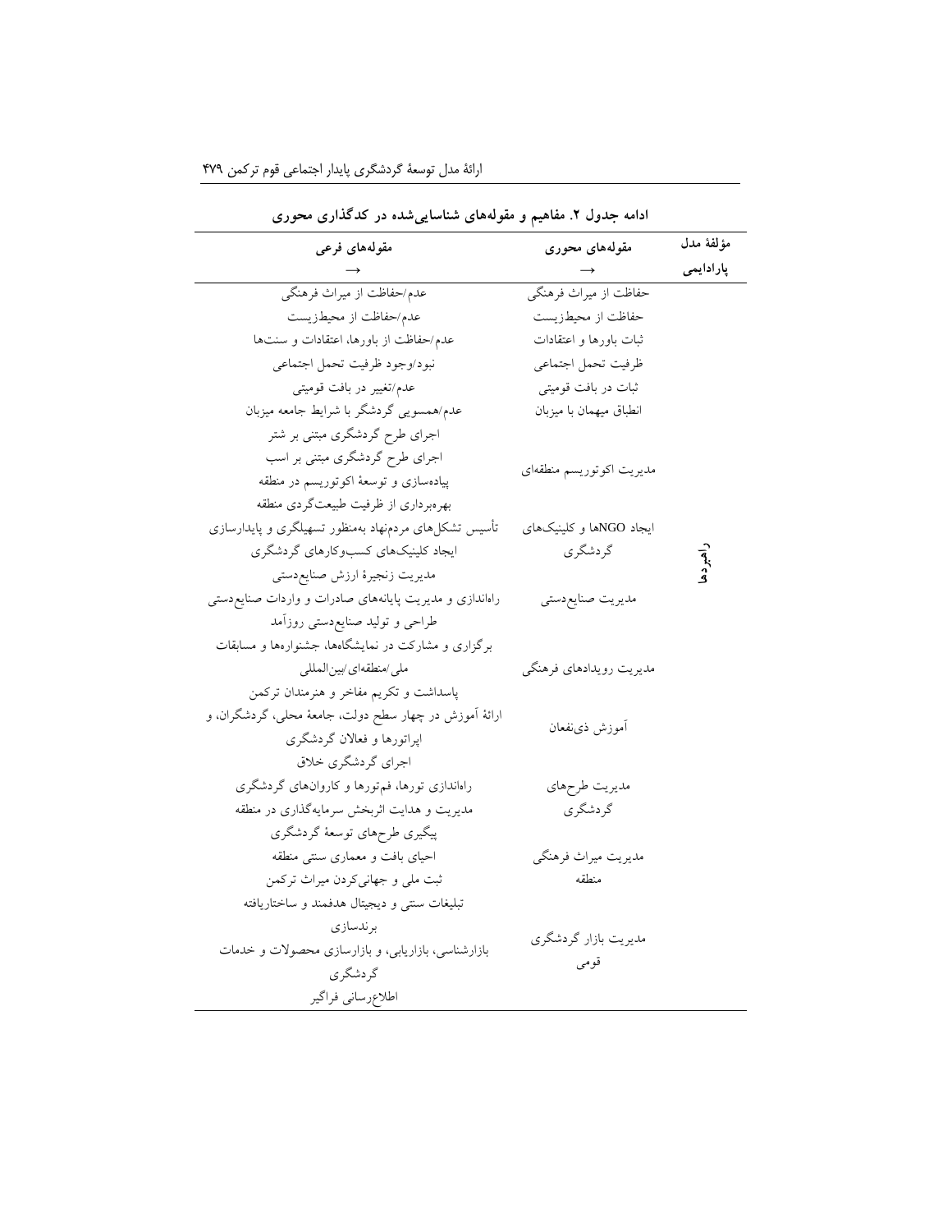**ادامه جدول ۲. مفاهیم و مقوله‌های شناسایی‌شده در کدگذاری محوری**

| مؤلفهٔ مدل پارادایمی | مقوله‌های محوری → | مقوله‌های فرعی → |
|---|---|---|
| | حفاظت از میراث فرهنگی | عدم/حفاظت از میراث فرهنگی |
| | حفاظت از محیط‌زیست | عدم/حفاظت از محیط‌زیست |
| | ثبات باورها و اعتقادات | عدم/حفاظت از باورها، اعتقادات و سنت‌ها |
| | ظرفیت تحمل اجتماعی | نبود/وجود ظرفیت تحمل اجتماعی |
| | ثبات در بافت قومیتی | عدم/تغییر در بافت قومیتی |
| | انطباق میهمان با میزبان | عدم/همسویی گردشگر با شرایط جامعه میزبان |
| | مدیریت اکوتوریسم منطقه‌ای | اجرای طرح گردشگری مبتنی بر شتر<br>اجرای طرح گردشگری مبتنی بر اسب<br>پیاده‌سازی و توسعهٔ اکوتوریسم در منطقه<br>بهره‌برداری از ظرفیت طبیعت‌گردی منطقه |
| راهبردها | ایجاد NGOها و کلینیک‌های گردشگری | تأسیس تشکل‌های مردم‌نهاد به‌منظور تسهیلگری و پایدارسازی<br>ایجاد کلینیک‌های کسب‌وکارهای گردشگری |
| | مدیریت صنایع‌دستی | مدیریت زنجیرهٔ ارزش صنایع‌دستی<br>راه‌اندازی و مدیریت پایانه‌های صادرات و واردات صنایع‌دستی<br>طراحی و تولید صنایع‌دستی روزآمد |
| | مدیریت رویدادهای فرهنگی | برگزاری و مشارکت در نمایشگاه‌ها، جشنواره‌ها و مسابقات ملی/منطقه‌ای/بین‌المللی<br>پاسداشت و تکریم مفاخر و هنرمندان ترکمن |
| | آموزش ذی‌نفعان | ارائهٔ آموزش در چهار سطح دولت، جامعهٔ محلی، گردشگران، و اپراتورها و فعالان گردشگری |
| | مدیریت طرح‌های گردشگری | اجرای گردشگری خلاق<br>راه‌اندازی تورها، فم‌تورها و کاروان‌های گردشگری<br>مدیریت و هدایت اثربخش سرمایه‌گذاری در منطقه<br>پیگیری طرح‌های توسعهٔ گردشگری |
| | مدیریت میراث فرهنگی منطقه | احیای بافت و معماری سنتی منطقه<br>ثبت ملی و جهانی‌کردن میراث ترکمن |
| | مدیریت بازار گردشگری قومی | تبلیغات سنتی و دیجیتال هدفمند و ساختاریافته<br>برندسازی<br>بازارشناسی، بازاریابی، و بازارسازی محصولات و خدمات گردشگری<br>اطلاع‌رسانی فراگیر |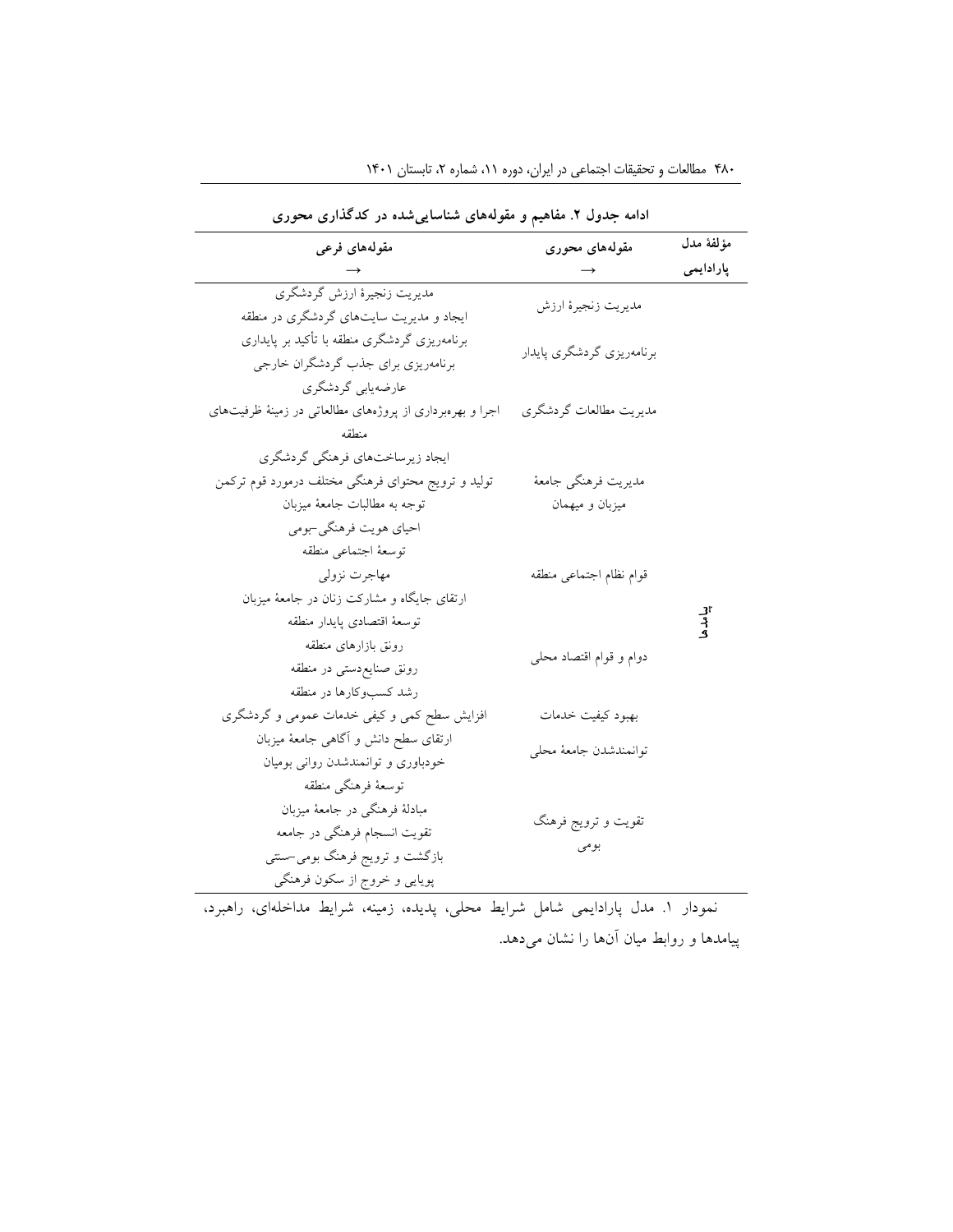**ادامه جدول ۲. مفاهیم و مقوله‌های شناسایی‌شده در کدگذاری محوری**

| مؤلفهٔ مدل پارادایمی | مقوله‌های محوری → | مقوله‌های فرعی → |
|---|---|---|
| پیامدها | مدیریت زنجیرهٔ ارزش | مدیریت زنجیرهٔ ارزش گردشگری<br>ایجاد و مدیریت سایت‌های گردشگری در منطقه |
| | برنامه‌ریزی گردشگری پایدار | برنامه‌ریزی گردشگری منطقه با تأکید بر پایداری<br>برنامه‌ریزی برای جذب گردشگران خارجی |
| | مدیریت مطالعات گردشگری | عارضه‌یابی گردشگری<br>اجرا و بهره‌برداری از پروژه‌های مطالعاتی در زمینهٔ ظرفیت‌های منطقه |
| | مدیریت فرهنگی جامعهٔ میزبان و میهمان | ایجاد زیرساخت‌های فرهنگی گردشگری<br>تولید و ترویج محتوای فرهنگی مختلف درمورد قوم ترکمن<br>توجه به مطالبات جامعهٔ میزبان<br>احیای هویت فرهنگی-بومی |
| | قوام نظام اجتماعی منطقه | توسعهٔ اجتماعی منطقه<br>مهاجرت نزولی<br>ارتقای جایگاه و مشارکت زنان در جامعهٔ میزبان |
| | دوام و قوام اقتصاد محلی | توسعهٔ اقتصادی پایدار منطقه<br>رونق بازارهای منطقه<br>رونق صنایع‌دستی در منطقه<br>رشد کسب‌وکارها در منطقه |
| | بهبود کیفیت خدمات | افزایش سطح کمی و کیفی خدمات عمومی و گردشگری |
| | توانمندشدن جامعهٔ محلی | ارتقای سطح دانش و آگاهی جامعهٔ میزبان<br>خودباوری و توانمندشدن روانی بومیان |
| | تقویت و ترویج فرهنگ بومی | توسعهٔ فرهنگی منطقه<br>مبادلهٔ فرهنگی در جامعهٔ میزبان<br>تقویت انسجام فرهنگی در جامعه<br>بازگشت و ترویج فرهنگ بومی-سنتی<br>پویایی و خروج از سکون فرهنگی |

نمودار ۱. مدل پارادایمی شامل شرایط محلی، پدیده، زمینه، شرایط مداخله‌ای، راهبرد، پیامدها و روابط میان آن‌ها را نشان می‌دهد.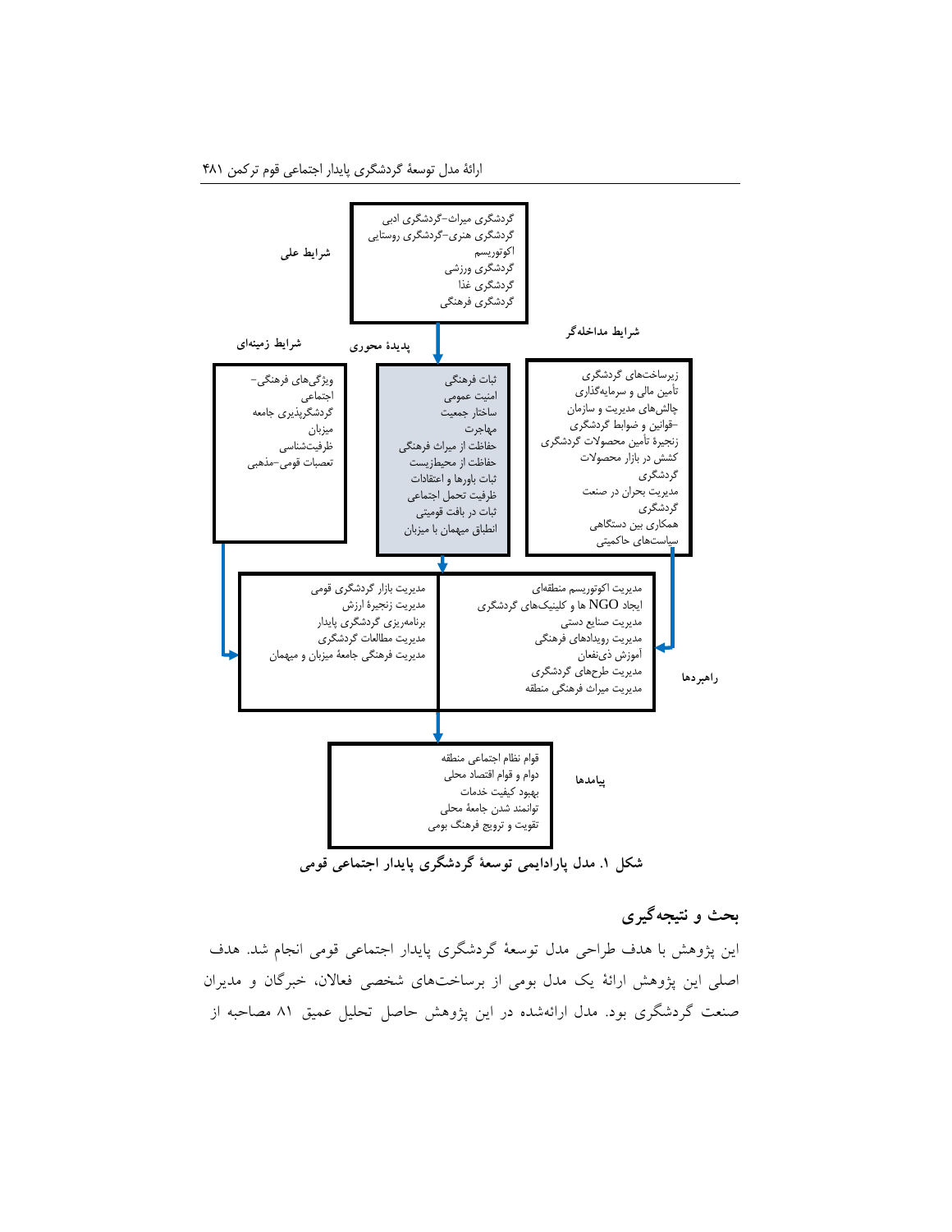**شرایط علی**

- گردشگری میراث–گردشگری ادبی
- گردشگری هنری–گردشگری روستایی
- اکوتوریسم
- گردشگری ورزشی
- گردشگری غذا
- گردشگری فرهنگی

**پدیدهٔ محوری**

- ثبات فرهنگی
- امنیت عمومی
- ساختار جمعیت
- مهاجرت
- حفاظت از میراث فرهنگی
- حفاظت از محیطزیست
- ثبات باورها و اعتقادات
- ظرفیت تحمل اجتماعی
- ثبات در بافت قومیتی
- انطباق میهمان با میزبان

**شرایط زمینه‌ای**

- ویژگی‌های فرهنگی–اجتماعی
- گردشگرپذیری جامعه میزبان
- ظرفیت‌شناسی
- تعصبات قومی–مذهبی

**شرایط مداخله‌گر**

- زیرساخت‌های گردشگری
- تأمین مالی و سرمایه‌گذاری
- چالش‌های مدیریت و سازمان
- –قوانین و ضوابط گردشگری
- زنجیرهٔ تأمین محصولات گردشگری
- کشش در بازار محصولات گردشگری
- مدیریت بحران در صنعت گردشگری
- همکاری بین دستگاهی
- سیاست‌های حاکمیتی

**راهبردها**

- مدیریت بازار گردشگری قومی
- مدیریت زنجیرهٔ ارزش
- برنامه‌ریزی گردشگری پایدار
- مدیریت مطالعات گردشگری
- مدیریت فرهنگی جامعهٔ میزبان و میهمان
- مدیریت اکوتوریسم منطقه‌ای
- ایجاد NGO ها و کلینیک‌های گردشگری
- مدیریت صنایع دستی
- مدیریت رویدادهای فرهنگی
- آموزش ذی‌نفعان
- مدیریت طرح‌های گردشگری
- مدیریت میراث فرهنگی منطقه

**پیامدها**

- قوام نظام اجتماعی منطقه
- دوام و قوام اقتصاد محلی
- بهبود کیفیت خدمات
- توانمند شدن جامعهٔ محلی
- تقویت و ترویج فرهنگ بومی

**شکل ۱. مدل پارادایمی توسعهٔ گردشگری پایدار اجتماعی قومی**

## بحث و نتیجه‌گیری

این پژوهش با هدف طراحی مدل توسعهٔ گردشگری پایدار اجتماعی قومی انجام شد. هدف اصلی این پژوهش ارائهٔ یک مدل بومی از برساخت‌های شخصی فعالان، خبرگان و مدیران صنعت گردشگری بود. مدل ارائه‌شده در این پژوهش حاصل تحلیل عمیق ۸۱ مصاحبه از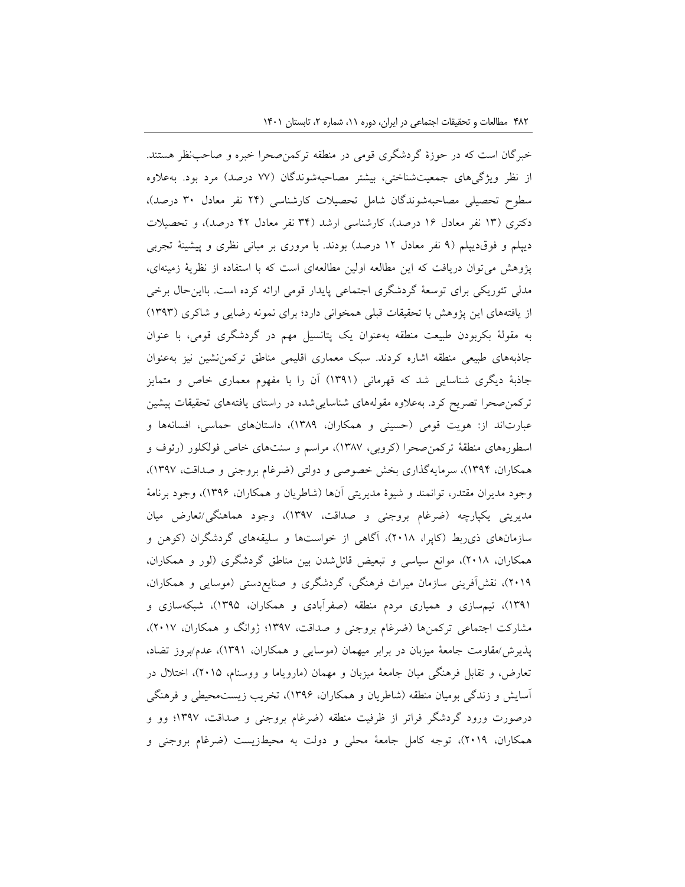خبرگان است که در حوزهٔ گردشگری قومی در منطقه ترکمن‌صحرا خبره و صاحب‌نظر هستند. از نظر ویژگی‌های جمعیت‌شناختی، بیشتر مصاحبه‌شوندگان (۷۷ درصد) مرد بود. به‌علاوه سطوح تحصیلی مصاحبه‌شوندگان شامل تحصیلات کارشناسی (۲۴ نفر معادل ۳۰ درصد)، دکتری (۱۳ نفر معادل ۱۶ درصد)، کارشناسی ارشد (۳۴ نفر معادل ۴۲ درصد)، و تحصیلات دیپلم و فوق‌دیپلم (۹ نفر معادل ۱۲ درصد) بودند. با مروری بر مبانی نظری و پیشینهٔ تجربی پژوهش می‌توان دریافت که این مطالعه اولین مطالعه‌ای است که با استفاده از نظریهٔ زمینه‌ای، مدلی تئوریکی برای توسعهٔ گردشگری اجتماعی پایدار قومی ارائه کرده است. بااین‌حال برخی از یافته‌های این پژوهش با تحقیقات قبلی همخوانی دارد؛ برای نمونه رضایی و شاکری (۱۳۹۳) به مقولهٔ بکربودن طبیعت منطقه به‌عنوان یک پتانسیل مهم در گردشگری قومی، با عنوان جاذبه‌های طبیعی منطقه اشاره کردند. سبک معماری اقلیمی مناطق ترکمن‌نشین نیز به‌عنوان جاذبهٔ دیگری شناسایی شد که قهرمانی (۱۳۹۱) آن را با مفهوم معماری خاص و متمایز ترکمن‌صحرا تصریح کرد. به‌علاوه مقوله‌های شناسایی‌شده در راستای یافته‌های تحقیقات پیشین عبارت‌اند از: هویت قومی (حسینی و همکاران، ۱۳۸۹)، داستان‌های حماسی، افسانه‌ها و اسطوره‌های منطقهٔ ترکمن‌صحرا (کروبی، ۱۳۸۷)، مراسم و سنت‌های خاص فولکلور (رئوف و همکاران، ۱۳۹۴)، سرمایه‌گذاری بخش خصوصی و دولتی (ضرغام بروجنی و صداقت، ۱۳۹۷)، وجود مدیران مقتدر، توانمند و شیوهٔ مدیریتی آن‌ها (شاطریان و همکاران، ۱۳۹۶)، وجود برنامهٔ مدیریتی یکپارچه (ضرغام بروجنی و صداقت، ۱۳۹۷)، وجود هماهنگی/تعارض میان سازمان‌های ذی‌ربط (کاپرا، ۲۰۱۸)، آگاهی از خواست‌ها و سلیقه‌های گردشگران (کوهن و همکاران، ۲۰۱۸)، موانع سیاسی و تبعیض قائل‌شدن بین مناطق گردشگری (لور و همکاران، ۲۰۱۹)، نقش‌آفرینی سازمان میراث فرهنگی، گردشگری و صنایع‌دستی (موسایی و همکاران، ۱۳۹۱)، تیم‌سازی و همیاری مردم منطقه (صفرآبادی و همکاران، ۱۳۹۵)، شبکه‌سازی و مشارکت اجتماعی ترکمن‌ها (ضرغام بروجنی و صداقت، ۱۳۹۷؛ ژوانگ و همکاران، ۲۰۱۷)، پذیرش/مقاومت جامعهٔ میزبان در برابر میهمان (موسایی و همکاران، ۱۳۹۱)، عدم/بروز تضاد، تعارض، و تقابل فرهنگی میان جامعهٔ میزبان و مهمان (ماروپاما و ووسنام، ۲۰۱۵)، اختلال در آسایش و زندگی بومیان منطقه (شاطریان و همکاران، ۱۳۹۶)، تخریب زیست‌محیطی و فرهنگی درصورت ورود گردشگر فراتر از ظرفیت منطقه (ضرغام بروجنی و صداقت، ۱۳۹۷؛ وو و همکاران، ۲۰۱۹)، توجه کامل جامعهٔ محلی و دولت به محیط‌زیست (ضرغام بروجنی و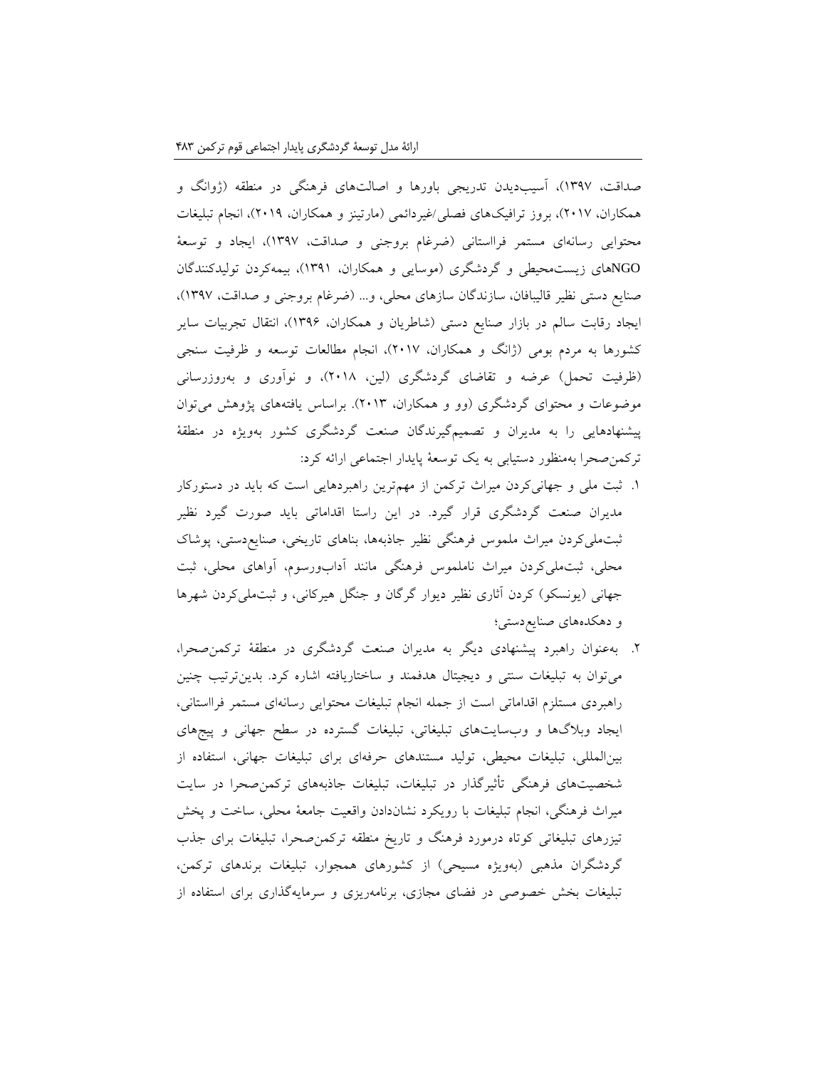صداقت، ۱۳۹۷)، آسیب‌دیدن تدریجی باورها و اصالت‌های فرهنگی در منطقه (ژوانگ و همکاران، ۲۰۱۷)، بروز ترافیک‌های فصلی/غیردائمی (مارتینز و همکاران، ۲۰۱۹)، انجام تبلیغات محتوایی رسانه‌ای مستمر فرااستانی (ضرغام بروجنی و صداقت، ۱۳۹۷)، ایجاد و توسعهٔ NGOهای زیست‌محیطی و گردشگری (موسایی و همکاران، ۱۳۹۱)، بیمه‌کردن تولیدکنندگان صنایع دستی نظیر قالیبافان، سازندگان سازهای محلی، و... (ضرغام بروجنی و صداقت، ۱۳۹۷)، ایجاد رقابت سالم در بازار صنایع دستی (شاطریان و همکاران، ۱۳۹۶)، انتقال تجربیات سایر کشورها به مردم بومی (ژانگ و همکاران، ۲۰۱۷)، انجام مطالعات توسعه و ظرفیت سنجی (ظرفیت تحمل) عرضه و تقاضای گردشگری (لین، ۲۰۱۸)، و نوآوری و به‌روزرسانی موضوعات و محتوای گردشگری (وو و همکاران، ۲۰۱۳). براساس یافته‌های پژوهش می‌توان پیشنهادهایی را به مدیران و تصمیم‌گیرندگان صنعت گردشگری کشور به‌ویژه در منطقهٔ ترکمن‌صحرا به‌منظور دستیابی به یک توسعهٔ پایدار اجتماعی ارائه کرد:

۱. ثبت ملی و جهانی‌کردن میراث ترکمن از مهم‌ترین راهبردهایی است که باید در دستورکار مدیران صنعت گردشگری قرار گیرد. در این راستا اقداماتی باید صورت گیرد نظیر ثبت‌ملی‌کردن میراث ملموس فرهنگی نظیر جاذبه‌ها، بناهای تاریخی، صنایع‌دستی، پوشاک محلی، ثبت‌ملی‌کردن میراث ناملموس فرهنگی مانند آداب‌ورسوم، آواهای محلی، ثبت جهانی (یونسکو) کردن آثاری نظیر دیوار گرگان و جنگل هیرکانی، و ثبت‌ملی‌کردن شهرها و دهکده‌های صنایع‌دستی؛

۲. به‌عنوان راهبرد پیشنهادی دیگر به مدیران صنعت گردشگری در منطقهٔ ترکمن‌صحرا، می‌توان به تبلیغات سنتی و دیجیتال هدفمند و ساختاریافته اشاره کرد. بدین‌ترتیب چنین راهبردی مستلزم اقداماتی است از جمله انجام تبلیغات محتوایی رسانه‌ای مستمر فرااستانی، ایجاد وبلاگ‌ها و وب‌سایت‌های تبلیغاتی، تبلیغات گسترده در سطح جهانی و پیج‌های بین‌المللی، تبلیغات محیطی، تولید مستندهای حرفه‌ای برای تبلیغات جهانی، استفاده از شخصیت‌های فرهنگی تأثیرگذار در تبلیغات، تبلیغات جاذبه‌های ترکمن‌صحرا در سایت میراث فرهنگی، انجام تبلیغات با رویکرد نشان‌دادن واقعیت جامعهٔ محلی، ساخت و پخش تیزرهای تبلیغاتی کوتاه درمورد فرهنگ و تاریخ منطقه ترکمن‌صحرا، تبلیغات برای جذب گردشگران مذهبی (به‌ویژه مسیحی) از کشورهای همجوار، تبلیغات برندهای ترکمن، تبلیغات بخش خصوصی در فضای مجازی، برنامه‌ریزی و سرمایه‌گذاری برای استفاده از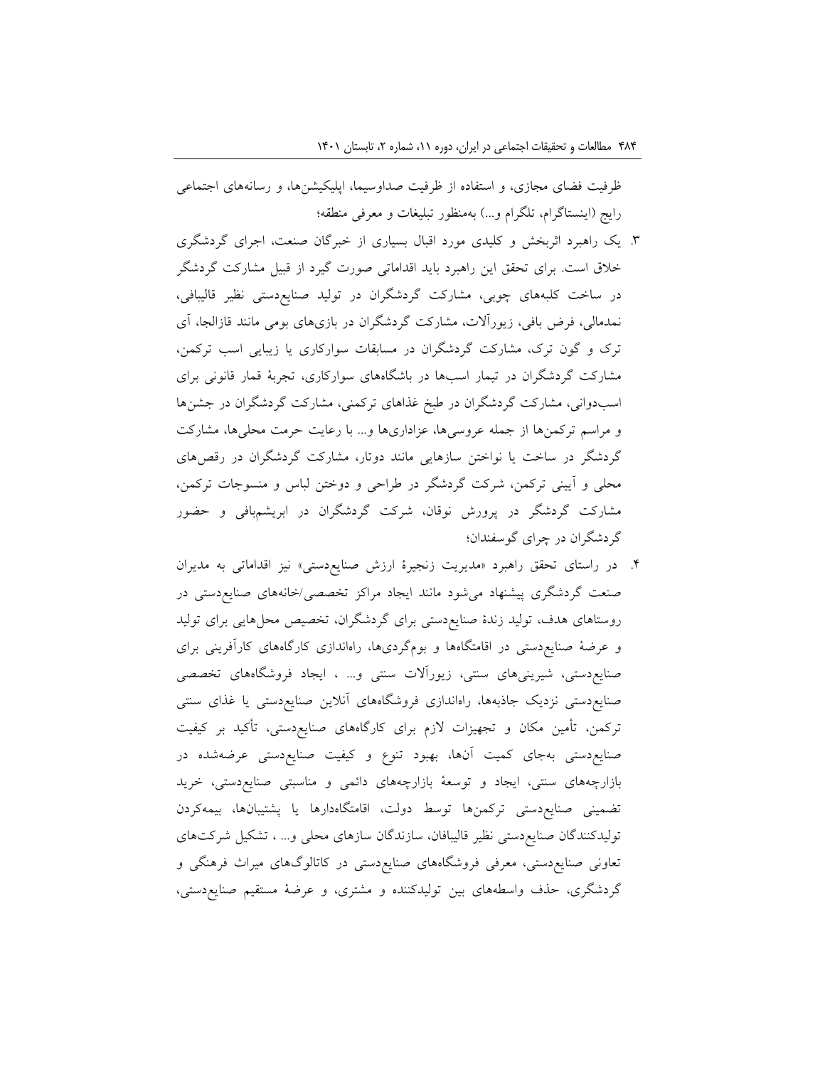ظرفیت فضای مجازی، و استفاده از ظرفیت صداوسیما، اپلیکیشن‌ها، و رسانه‌های اجتماعی رایج (اینستاگرام، تلگرام و...) به‌منظور تبلیغات و معرفی منطقه؛

۳. یک راهبرد اثربخش و کلیدی مورد اقبال بسیاری از خبرگان صنعت، اجرای گردشگری خلاق است. برای تحقق این راهبرد باید اقداماتی صورت گیرد از قبیل مشارکت گردشگر در ساخت کلبه‌های چوبی، مشارکت گردشگران در تولید صنایع‌دستی نظیر قالیبافی، نمدمالی، فرش بافی، زیورآلات، مشارکت گردشگران در بازی‌های بومی مانند قازالجا، آی ترک و گون ترک، مشارکت گردشگران در مسابقات سوارکاری یا زیبایی اسب ترکمن، مشارکت گردشگران در تیمار اسب‌ها در باشگاه‌های سوارکاری، تجربهٔ قمار قانونی برای اسب‌دوانی، مشارکت گردشگران در طبخ غذاهای ترکمنی، مشارکت گردشگران در جشن‌ها و مراسم ترکمن‌ها از جمله عروسی‌ها، عزاداری‌ها و... با رعایت حرمت محلی‌ها، مشارکت گردشگر در ساخت یا نواختن سازهایی مانند دوتار، مشارکت گردشگران در رقص‌های محلی و آیینی ترکمن، شرکت گردشگر در طراحی و دوختن لباس و منسوجات ترکمن، مشارکت گردشگر در پرورش نوقان، شرکت گردشگران در ابریشم‌بافی و حضور گردشگران در چرای گوسفندان؛

۴. در راستای تحقق راهبرد «مدیریت زنجیرهٔ ارزش صنایع‌دستی» نیز اقداماتی به مدیران صنعت گردشگری پیشنهاد می‌شود مانند ایجاد مراکز تخصصی/خانه‌های صنایع‌دستی در روستاهای هدف، تولید زندهٔ صنایع‌دستی برای گردشگران، تخصیص محل‌هایی برای تولید و عرضهٔ صنایع‌دستی در اقامتگاه‌ها و بوم‌گردی‌ها، راه‌اندازی کارگاه‌های کارآفرینی برای صنایع‌دستی، شیرینی‌های سنتی، زیورآلات سنتی و... ، ایجاد فروشگاه‌های تخصصی صنایع‌دستی نزدیک جاذبه‌ها، راه‌اندازی فروشگاه‌های آنلاین صنایع‌دستی یا غذای سنتی ترکمن، تأمین مکان و تجهیزات لازم برای کارگاه‌های صنایع‌دستی، تأکید بر کیفیت صنایع‌دستی به‌جای کمیت آن‌ها، بهبود تنوع و کیفیت صنایع‌دستی عرضه‌شده در بازارچه‌های سنتی، ایجاد و توسعهٔ بازارچه‌های دائمی و مناسبتی صنایع‌دستی، خرید تضمینی صنایع‌دستی ترکمن‌ها توسط دولت، اقامتگاه‌دارها یا پشتیبان‌ها، بیمه‌کردن تولیدکنندگان صنایع‌دستی نظیر قالیبافان، سازندگان سازهای محلی و... ، تشکیل شرکت‌های تعاونی صنایع‌دستی، معرفی فروشگاه‌های صنایع‌دستی در کاتالوگ‌های میراث فرهنگی و گردشگری، حذف واسطه‌های بین تولیدکننده و مشتری، و عرضهٔ مستقیم صنایع‌دستی،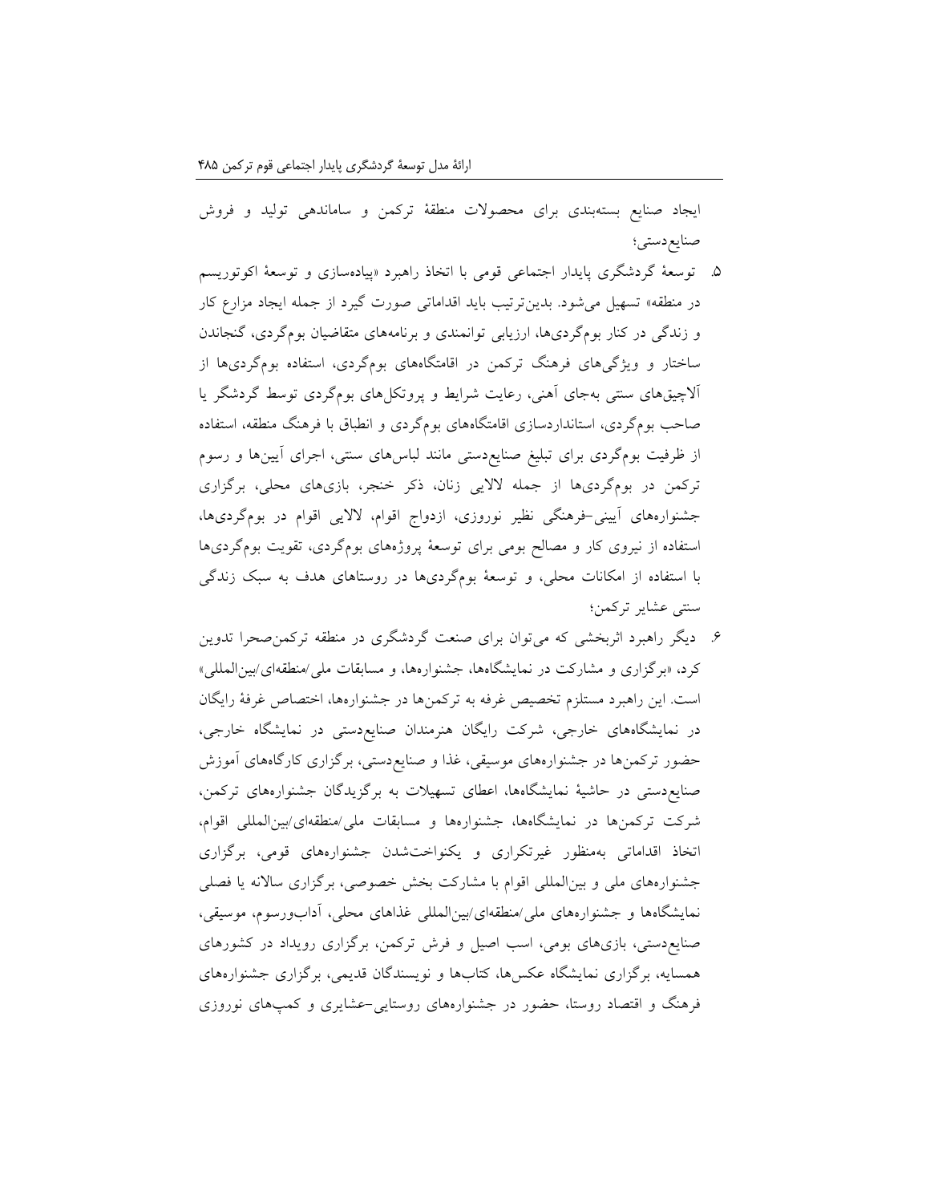ایجاد صنایع بسته‌بندی برای محصولات منطقهٔ ترکمن و ساماندهی تولید و فروش صنایع‌دستی؛

۵. توسعهٔ گردشگری پایدار اجتماعی قومی با اتخاذ راهبرد «پیاده‌سازی و توسعهٔ اکوتوریسم در منطقه» تسهیل می‌شود. بدین‌ترتیب باید اقداماتی صورت گیرد از جمله ایجاد مزارع کار و زندگی در کنار بوم‌گردی‌ها، ارزیابی توانمندی و برنامه‌های متقاضیان بوم‌گردی، گنجاندن ساختار و ویژگی‌های فرهنگ ترکمن در اقامتگاه‌های بوم‌گردی، استفاده بوم‌گردی‌ها از آلاچیق‌های سنتی به‌جای آهنی، رعایت شرایط و پروتکل‌های بوم‌گردی توسط گردشگر یا صاحب بوم‌گردی، استانداردسازی اقامتگاه‌های بوم‌گردی و انطباق با فرهنگ منطقه، استفاده از ظرفیت بوم‌گردی برای تبلیغ صنایع‌دستی مانند لباس‌های سنتی، اجرای آیین‌ها و رسوم ترکمن در بوم‌گردی‌ها از جمله لالایی زنان، ذکر خنجر، بازی‌های محلی، برگزاری جشنواره‌های آیینی-فرهنگی نظیر نوروزی، ازدواج اقوام، لالایی اقوام در بوم‌گردی‌ها، استفاده از نیروی کار و مصالح بومی برای توسعهٔ پروژه‌های بوم‌گردی، تقویت بوم‌گردی‌ها با استفاده از امکانات محلی، و توسعهٔ بوم‌گردی‌ها در روستاهای هدف به سبک زندگی سنتی عشایر ترکمن؛

۶. دیگر راهبرد اثربخشی که می‌توان برای صنعت گردشگری در منطقه ترکمن‌صحرا تدوین کرد، «برگزاری و مشارکت در نمایشگاه‌ها، جشنواره‌ها، و مسابقات ملی/منطقه‌ای/بین‌المللی» است. این راهبرد مستلزم تخصیص غرفه به ترکمن‌ها در جشنواره‌ها، اختصاص غرفهٔ رایگان در نمایشگاه‌های خارجی، شرکت رایگان هنرمندان صنایع‌دستی در نمایشگاه خارجی، حضور ترکمن‌ها در جشنواره‌های موسیقی، غذا و صنایع‌دستی، برگزاری کارگاه‌های آموزش صنایع‌دستی در حاشیهٔ نمایشگاه‌ها، اعطای تسهیلات به برگزیدگان جشنواره‌های ترکمن، شرکت ترکمن‌ها در نمایشگاه‌ها، جشنواره‌ها و مسابقات ملی/منطقه‌ای/بین‌المللی اقوام، اتخاذ اقداماتی به‌منظور غیرتکراری و یکنواخت‌شدن جشنواره‌های قومی، برگزاری جشنواره‌های ملی و بین‌المللی اقوام با مشارکت بخش خصوصی، برگزاری سالانه یا فصلی نمایشگاه‌ها و جشنواره‌های ملی/منطقه‌ای/بین‌المللی غذاهای محلی، آداب‌ورسوم، موسیقی، صنایع‌دستی، بازی‌های بومی، اسب اصیل و فرش ترکمن، برگزاری رویداد در کشورهای همسایه، برگزاری نمایشگاه عکس‌ها، کتاب‌ها و نویسندگان قدیمی، برگزاری جشنواره‌های فرهنگ و اقتصاد روستا، حضور در جشنواره‌های روستایی-عشایری و کمپ‌های نوروزی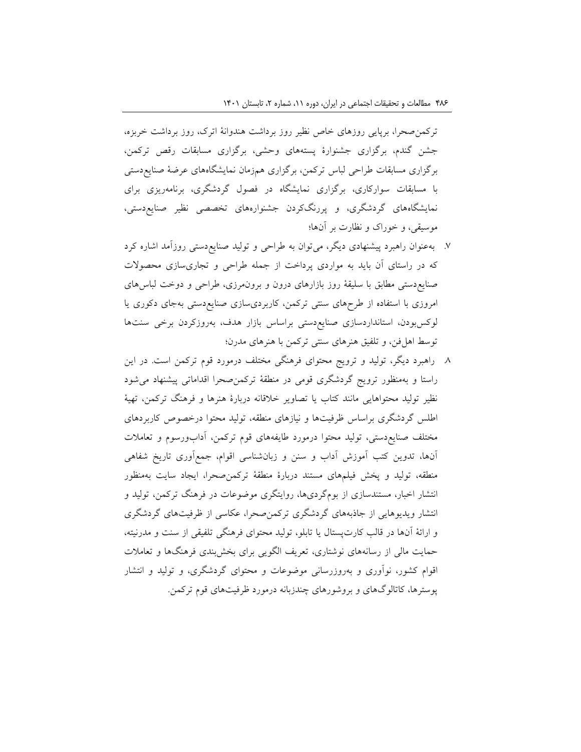ترکمن‌صحرا، برپایی روزهای خاص نظیر روز برداشت هندوانهٔ اترک، روز برداشت خربزه، جشن گندم، برگزاری جشنوارهٔ پسته‌های وحشی، برگزاری مسابقات رقص ترکمن، برگزاری مسابقات طراحی لباس ترکمن، برگزاری هم‌زمان نمایشگاه‌های عرضهٔ صنایع‌دستی با مسابقات سوارکاری، برگزاری نمایشگاه در فصول گردشگری، برنامه‌ریزی برای نمایشگاه‌های گردشگری، و پررنگ‌کردن جشنواره‌های تخصصی نظیر صنایع‌دستی، موسیقی، و خوراک و نظارت بر آن‌ها؛

۷. به‌عنوان راهبرد پیشنهادی دیگر، می‌توان به طراحی و تولید صنایع‌دستی روزآمد اشاره کرد که در راستای آن باید به مواردی پرداخت از جمله طراحی و تجاری‌سازی محصولات صنایع‌دستی مطابق با سلیقهٔ روز بازارهای درون و برون‌مرزی، طراحی و دوخت لباس‌های امروزی با استفاده از طرح‌های سنتی ترکمن، کاربردی‌سازی صنایع‌دستی به‌جای دکوری یا لوکس‌بودن، استانداردسازی صنایع‌دستی براساس بازار هدف، به‌روزکردن برخی سنت‌ها توسط اهل‌فن، و تلفیق هنرهای سنتی ترکمن با هنرهای مدرن؛

۸. راهبرد دیگر، تولید و ترویج محتوای فرهنگی مختلف درمورد قوم ترکمن است. در این راستا و به‌منظور ترویج گردشگری قومی در منطقهٔ ترکمن‌صحرا اقداماتی پیشنهاد می‌شود نظیر تولید محتواهایی مانند کتاب یا تصاویر خلاقانه دربارهٔ هنرها و فرهنگ ترکمن، تهیهٔ اطلس گردشگری براساس ظرفیت‌ها و نیازهای منطقه، تولید محتوا درخصوص کاربردهای مختلف صنایع‌دستی، تولید محتوا درمورد طایفه‌های قوم ترکمن، آداب‌ورسوم و تعاملات آن‌ها، تدوین کتب آموزش آداب و سنن و زبان‌شناسی اقوام، جمع‌آوری تاریخ شفاهی منطقه، تولید و پخش فیلم‌های مستند دربارهٔ منطقهٔ ترکمن‌صحرا، ایجاد سایت به‌منظور انتشار اخبار، مستندسازی از بوم‌گردی‌ها، روایتگری موضوعات در فرهنگ ترکمن، تولید و انتشار ویدیوهایی از جاذبه‌های گردشگری ترکمن‌صحرا، عکاسی از ظرفیت‌های گردشگری و ارائهٔ آن‌ها در قالب کارت‌پستال یا تابلو، تولید محتوای فرهنگی تلفیقی از سنت و مدرنیته، حمایت مالی از رسانه‌های نوشتاری، تعریف الگویی برای بخش‌بندی فرهنگ‌ها و تعاملات اقوام کشور، نوآوری و به‌روزرسانی موضوعات و محتوای گردشگری، و تولید و انتشار پوسترها، کاتالوگ‌های و بروشورهای چندزبانه درمورد ظرفیت‌های قوم ترکمن.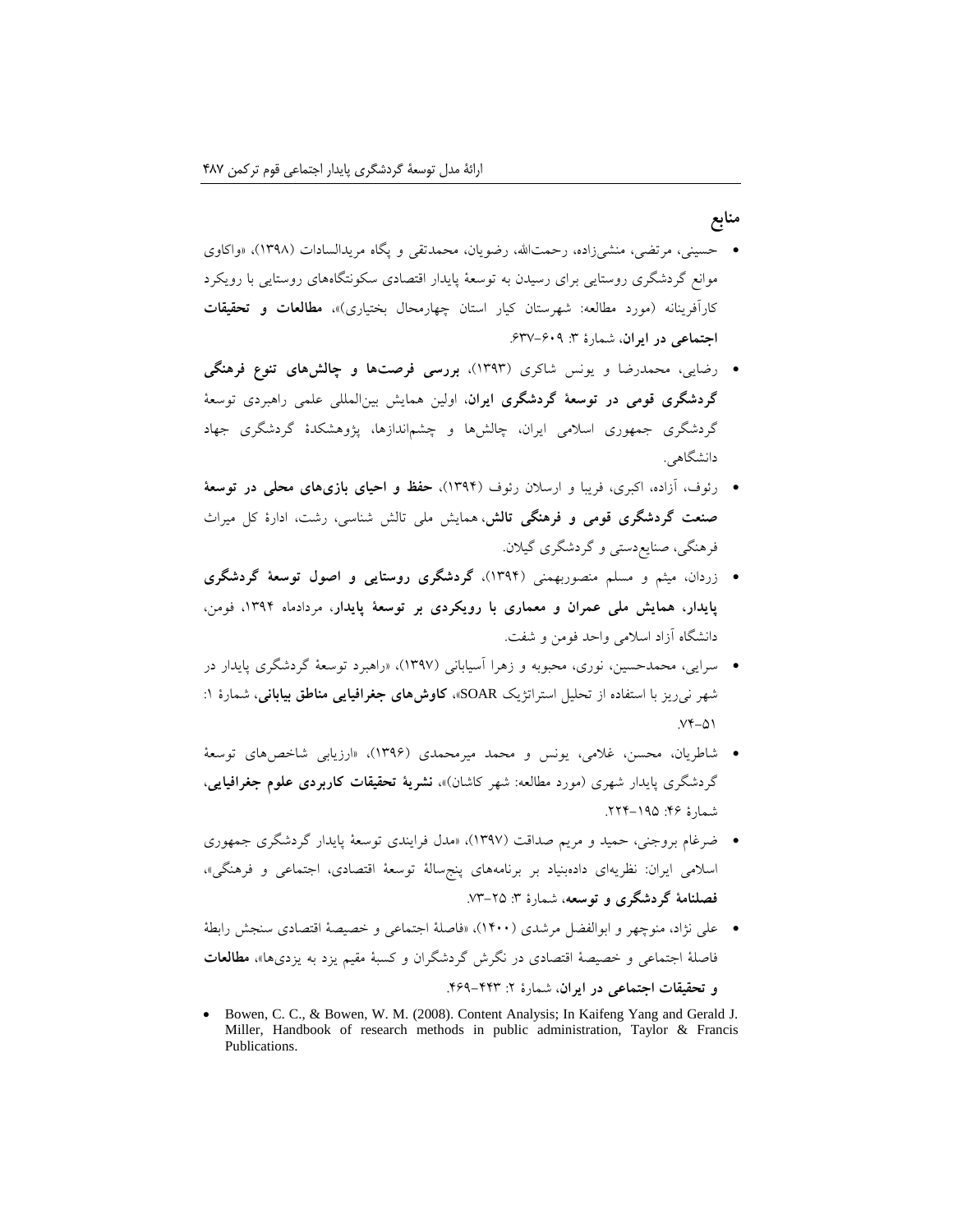## منابع

- حسینی، مرتضی، منشی‌زاده، رحمت‌الله، رضویان، محمدتقی و پگاه مریدالسادات (۱۳۹۸)، «واکاوی موانع گردشگری روستایی برای رسیدن به توسعهٔ پایدار اقتصادی سکونتگاه‌های روستایی با رویکرد کارآفرینانه (مورد مطالعه: شهرستان کیار استان چهارمحال بختیاری)»، **مطالعات و تحقیقات اجتماعی در ایران**، شمارهٔ ۳: ۶۰۹-۶۳۷.
- رضایی، محمدرضا و یونس شاکری (۱۳۹۳)، **بررسی فرصت‌ها و چالش‌های تنوع فرهنگی گردشگری قومی در توسعهٔ گردشگری ایران**، اولین همایش بین‌المللی علمی راهبردی توسعهٔ گردشگری جمهوری اسلامی ایران، چالش‌ها و چشم‌اندازها، پژوهشکدهٔ گردشگری جهاد دانشگاهی.
- رئوف، آزاده، اکبری، فریبا و ارسلان رئوف (۱۳۹۴)، **حفظ و احیای بازی‌های محلی در توسعهٔ صنعت گردشگری قومی و فرهنگی تالش**، همایش ملی تالش شناسی، رشت، ادارهٔ کل میراث فرهنگی، صنایع‌دستی و گردشگری گیلان.
- زردان، میثم و مسلم منصوربهمنی (۱۳۹۴)، **گردشگری روستایی و اصول توسعهٔ گردشگری پایدار، همایش ملی عمران و معماری با رویکردی بر توسعهٔ پایدار**، مردادماه ۱۳۹۴، فومن، دانشگاه آزاد اسلامی واحد فومن و شفت.
- سرایی، محمدحسین، نوری، محبوبه و زهرا آسیابانی (۱۳۹۷)، «راهبرد توسعهٔ گردشگری پایدار در شهر نی‌ریز با استفاده از تحلیل استراتژیک SOAR»، **کاوش‌های جغرافیایی مناطق بیابانی**، شمارهٔ ۱: ۵۱-۷۴.
- شاطریان، محسن، غلامی، یونس و محمد میرمحمدی (۱۳۹۶)، «ارزیابی شاخص‌های توسعهٔ گردشگری پایدار شهری (مورد مطالعه: شهر کاشان)»، **نشریهٔ تحقیقات کاربردی علوم جغرافیایی**، شمارهٔ ۴۶: ۱۹۵-۲۲۴.
- ضرغام بروجنی، حمید و مریم صداقت (۱۳۹۷)، «مدل فرایندی توسعهٔ پایدار گردشگری جمهوری اسلامی ایران: نظریه‌ای داده‌بنیاد بر برنامه‌های پنج‌سالهٔ توسعهٔ اقتصادی، اجتماعی و فرهنگی»، **فصلنامهٔ گردشگری و توسعه**، شمارهٔ ۳: ۲۵-۷۳.
- علی نژاد، منوچهر و ابوالفضل مرشدی (۱۴۰۰)، «فاصلهٔ اجتماعی و خصیصهٔ اقتصادی سنجش رابطهٔ فاصلهٔ اجتماعی و خصیصهٔ اقتصادی در نگرش گردشگران و کسبهٔ مقیم یزد به یزدی‌ها»، **مطالعات و تحقیقات اجتماعی در ایران**، شمارهٔ ۲: ۴۴۳-۴۶۹.
- Bowen, C. C., & Bowen, W. M. (2008). Content Analysis; In Kaifeng Yang and Gerald J. Miller, Handbook of research methods in public administration, Taylor & Francis Publications.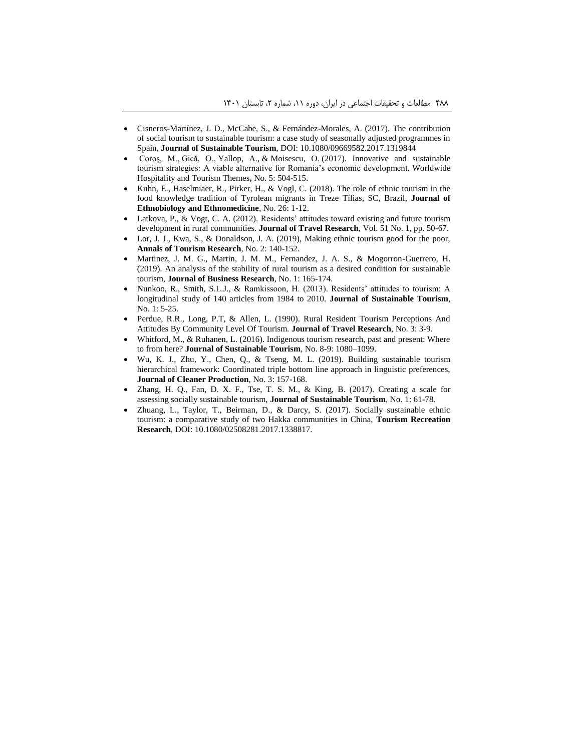- Cisneros-Martínez, J. D., McCabe, S., & Fernández-Morales, A. (2017). The contribution of social tourism to sustainable tourism: a case study of seasonally adjusted programmes in Spain, **Journal of Sustainable Tourism**, DOI: 10.1080/09669582.2017.1319844
- Coroş, M., Gică, O., Yallop, A., & Moisescu, O. (2017). Innovative and sustainable tourism strategies: A viable alternative for Romania's economic development, Worldwide Hospitality and Tourism Themes**,** No. 5: 504-515.
- Kuhn, E., Haselmiaer, R., Pirker, H., & Vogl, C. (2018). The role of ethnic tourism in the food knowledge tradition of Tyrolean migrants in Treze Tílias, SC, Brazil, **Journal of Ethnobiology and Ethnomedicine**, No. 26: 1-12.
- Latkova, P., & Vogt, C. A. (2012). Residents' attitudes toward existing and future tourism development in rural communities. **Journal of Travel Research**, Vol. 51 No. 1, pp. 50-67.
- Lor, J. J., Kwa, S., & Donaldson, J. A. (2019), Making ethnic tourism good for the poor, **Annals of Tourism Research**, No. 2: 140-152.
- Martinez, J. M. G., Martin, J. M. M., Fernandez, J. A. S., & Mogorron-Guerrero, H. (2019). An analysis of the stability of rural tourism as a desired condition for sustainable tourism, **Journal of Business Research**, No. 1: 165-174.
- Nunkoo, R., Smith, S.L.J., & Ramkissoon, H. (2013). Residents' attitudes to tourism: A longitudinal study of 140 articles from 1984 to 2010. **Journal of Sustainable Tourism**, No. 1: 5-25.
- Perdue, R.R., Long, P.T, & Allen, L. (1990). Rural Resident Tourism Perceptions And Attitudes By Community Level Of Tourism. **Journal of Travel Research**, No. 3: 3-9.
- Whitford, M., & Ruhanen, L. (2016). Indigenous tourism research, past and present: Where to from here? **Journal of Sustainable Tourism**, No. 8-9: 1080–1099.
- Wu, K. J., Zhu, Y., Chen, Q., & Tseng, M. L. (2019). Building sustainable tourism hierarchical framework: Coordinated triple bottom line approach in linguistic preferences, **Journal of Cleaner Production**, No. 3: 157-168.
- Zhang, H. Q., Fan, D. X. F., Tse, T. S. M., & King, B. (2017). Creating a scale for assessing socially sustainable tourism, **Journal of Sustainable Tourism**, No. 1: 61-78.
- Zhuang, L., Taylor, T., Beirman, D., & Darcy, S. (2017). Socially sustainable ethnic tourism: a comparative study of two Hakka communities in China, **Tourism Recreation Research**, DOI: 10.1080/02508281.2017.1338817.